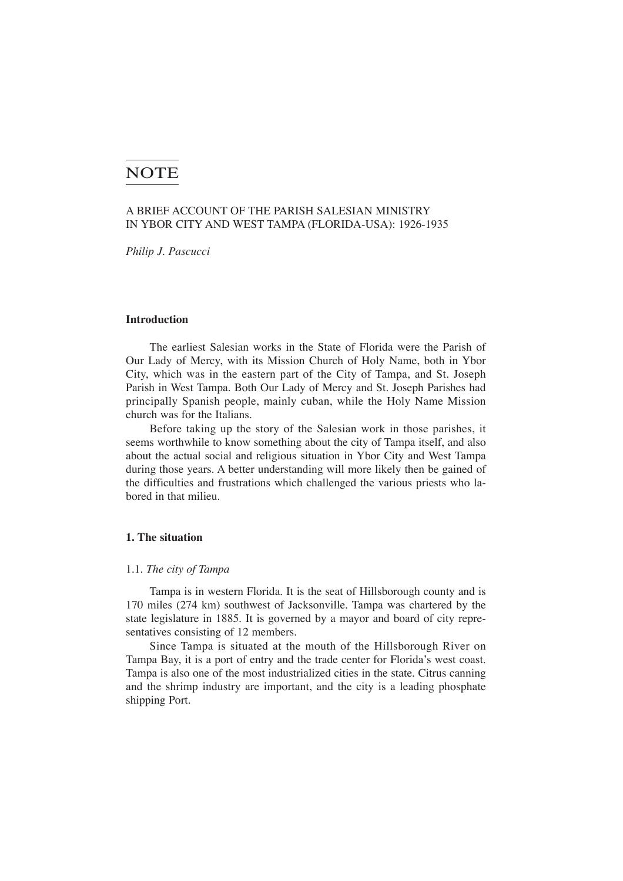# NOTE

## A BRIEF ACCOUNT OF THE PARISH SALESIAN MINISTRY IN YBOR CITY AND WEST TAMPA (FLORIDA-USA): 1926-1935

*Philip J. Pascucci*

### Introduction

The earliest Salesian works in the State of Florida were the Parish of Our Lady of Mercy, with its Mission Church of Holy Name, both in Ybor City, which was in the eastern part of the City of Tampa, and St. Joseph Parish in West Tampa. Both Our Lady of Mercy and St. Joseph Parishes had principally Spanish people, mainly cuban, while the Holy Name Mission church was for the Italians.

Before taking up the story of the Salesian work in those parishes, it seems worthwhile to know something about the city of Tampa itself, and also about the actual social and religious situation in Ybor City and West Tampa during those years. A better understanding will more likely then be gained of the difficulties and frustrations which challenged the various priests who labored in that milieu.

### 1. The situation

#### 1.1. *The city of Tampa*

Tampa is in western Florida. It is the seat of Hillsborough county and is 170 miles (274 km) southwest of Jacksonville. Tampa was chartered by the state legislature in 1885. It is governed by a mayor and board of city representatives consisting of 12 members.

Since Tampa is situated at the mouth of the Hillsborough River on Tampa Bay, it is a port of entry and the trade center for Florida's west coast. Tampa is also one of the most industrialized cities in the state. Citrus canning and the shrimp industry are important, and the city is a leading phosphate shipping Port.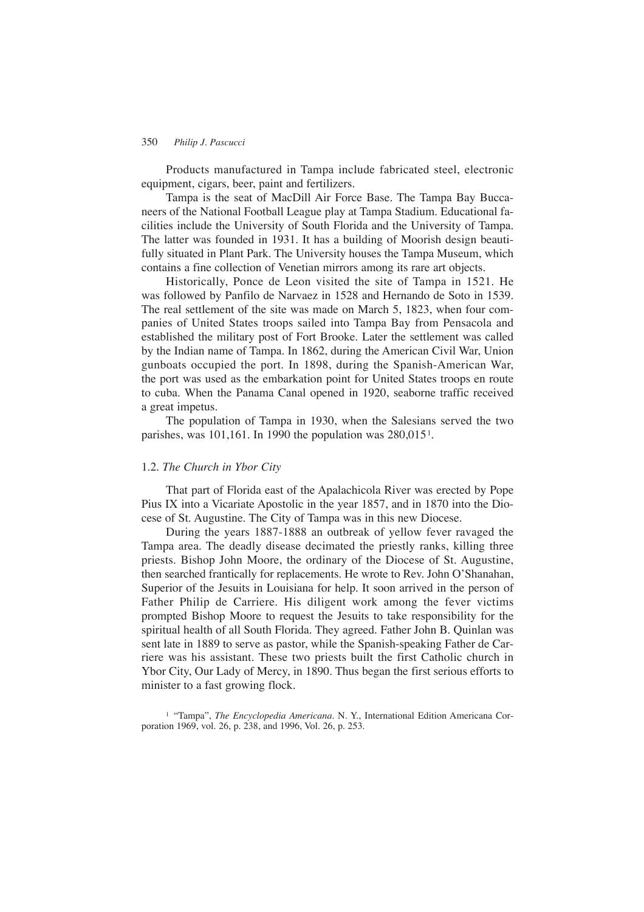Products manufactured in Tampa include fabricated steel, electronic equipment, cigars, beer, paint and fertilizers.

Tampa is the seat of MacDill Air Force Base. The Tampa Bay Buccaneers of the National Football League play at Tampa Stadium. Educational facilities include the University of South Florida and the University of Tampa. The latter was founded in 1931. It has a building of Moorish design beautifully situated in Plant Park. The University houses the Tampa Museum, which contains a fine collection of Venetian mirrors among its rare art objects.

Historically, Ponce de Leon visited the site of Tampa in 1521. He was followed by Panfilo de Narvaez in 1528 and Hernando de Soto in 1539. The real settlement of the site was made on March 5, 1823, when four companies of United States troops sailed into Tampa Bay from Pensacola and established the military post of Fort Brooke. Later the settlement was called by the Indian name of Tampa. In 1862, during the American Civil War, Union gunboats occupied the port. In 1898, during the Spanish-American War, the port was used as the embarkation point for United States troops en route to cuba. When the Panama Canal opened in 1920, seaborne traffic received a great impetus.

The population of Tampa in 1930, when the Salesians served the two parishes, was 101,161. In 1990 the population was 280,015[1].

### 1.2. *The Church in Ybor City*

That part of Florida east of the Apalachicola River was erected by Pope Pius IX into a Vicariate Apostolic in the year 1857, and in 1870 into the Diocese of St. Augustine. The City of Tampa was in this new Diocese.

During the years 1887-1888 an outbreak of yellow fever ravaged the Tampa area. The deadly disease decimated the priestly ranks, killing three priests. Bishop John Moore, the ordinary of the Diocese of St. Augustine, then searched frantically for replacements. He wrote to Rev. John O'Shanahan, Superior of the Jesuits in Louisiana for help. It soon arrived in the person of Father Philip de Carriere. His diligent work among the fever victims prompted Bishop Moore to request the Jesuits to take responsibility for the spiritual health of all South Florida. They agreed. Father John B. Quinlan was sent late in 1889 to serve as pastor, while the Spanish-speaking Father de Carriere was his assistant. These two priests built the first Catholic church in Ybor City, Our Lady of Mercy, in 1890. Thus began the first serious efforts to minister to a fast growing flock.

[1] "Tampa", *The Encyclopedia Americana*. N. Y., International Edition Americana Corporation 1969, vol. 26, p. 238, and 1996, Vol. 26, p. 253.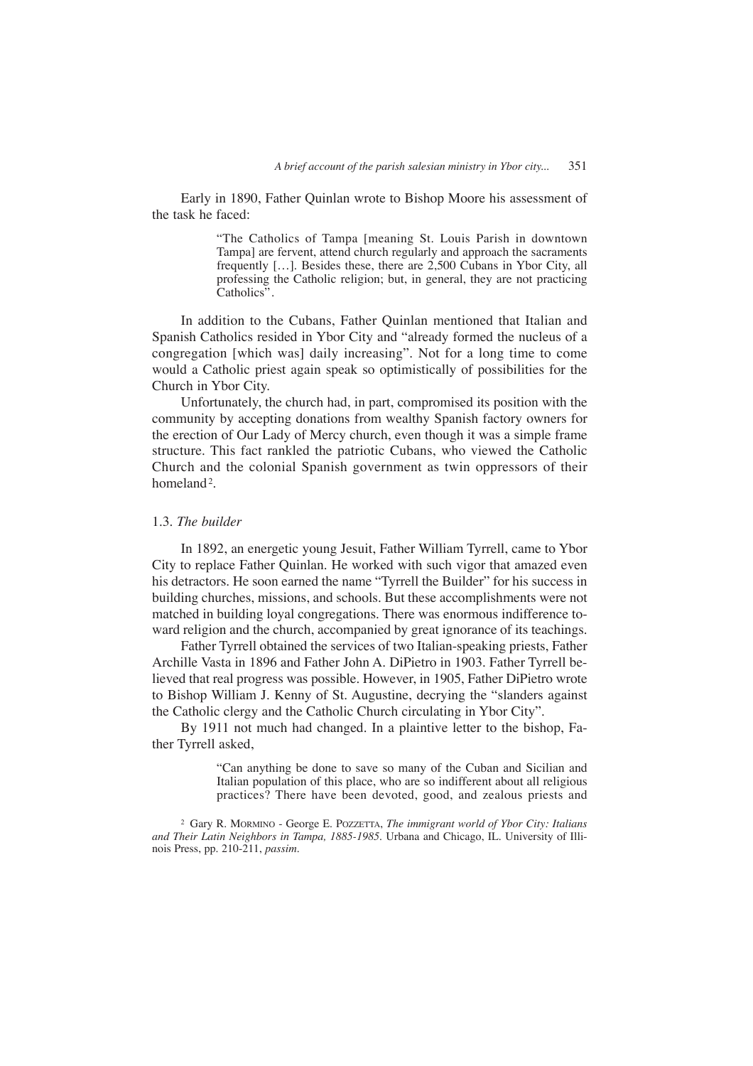Early in 1890, Father Quinlan wrote to Bishop Moore his assessment of the task he faced:

> "The Catholics of Tampa [meaning St. Louis Parish in downtown Tampa] are fervent, attend church regularly and approach the sacraments frequently […]. Besides these, there are 2,500 Cubans in Ybor City, all professing the Catholic religion; but, in general, they are not practicing Catholics".

In addition to the Cubans, Father Quinlan mentioned that Italian and Spanish Catholics resided in Ybor City and "already formed the nucleus of a congregation [which was] daily increasing". Not for a long time to come would a Catholic priest again speak so optimistically of possibilities for the Church in Ybor City.

Unfortunately, the church had, in part, compromised its position with the community by accepting donations from wealthy Spanish factory owners for the erection of Our Lady of Mercy church, even though it was a simple frame structure. This fact rankled the patriotic Cubans, who viewed the Catholic Church and the colonial Spanish government as twin oppressors of their homeland[2].

### 1.3. *The builder*

In 1892, an energetic young Jesuit, Father William Tyrrell, came to Ybor City to replace Father Quinlan. He worked with such vigor that amazed even his detractors. He soon earned the name "Tyrrell the Builder" for his success in building churches, missions, and schools. But these accomplishments were not matched in building loyal congregations. There was enormous indifference toward religion and the church, accompanied by great ignorance of its teachings.

Father Tyrrell obtained the services of two Italian-speaking priests, Father Archille Vasta in 1896 and Father John A. DiPietro in 1903. Father Tyrrell believed that real progress was possible. However, in 1905, Father DiPietro wrote to Bishop William J. Kenny of St. Augustine, decrying the "slanders against the Catholic clergy and the Catholic Church circulating in Ybor City".

By 1911 not much had changed. In a plaintive letter to the bishop, Father Tyrrell asked,

> "Can anything be done to save so many of the Cuban and Sicilian and Italian population of this place, who are so indifferent about all religious practices? There have been devoted, good, and zealous priests and

[2] Gary R. Mormino - George E. Pozzetta, *The immigrant world of Ybor City: Italians and Their Latin Neighbors in Tampa, 1885-1985*. Urbana and Chicago, IL. University of Illinois Press, pp. 210-211, *passim*.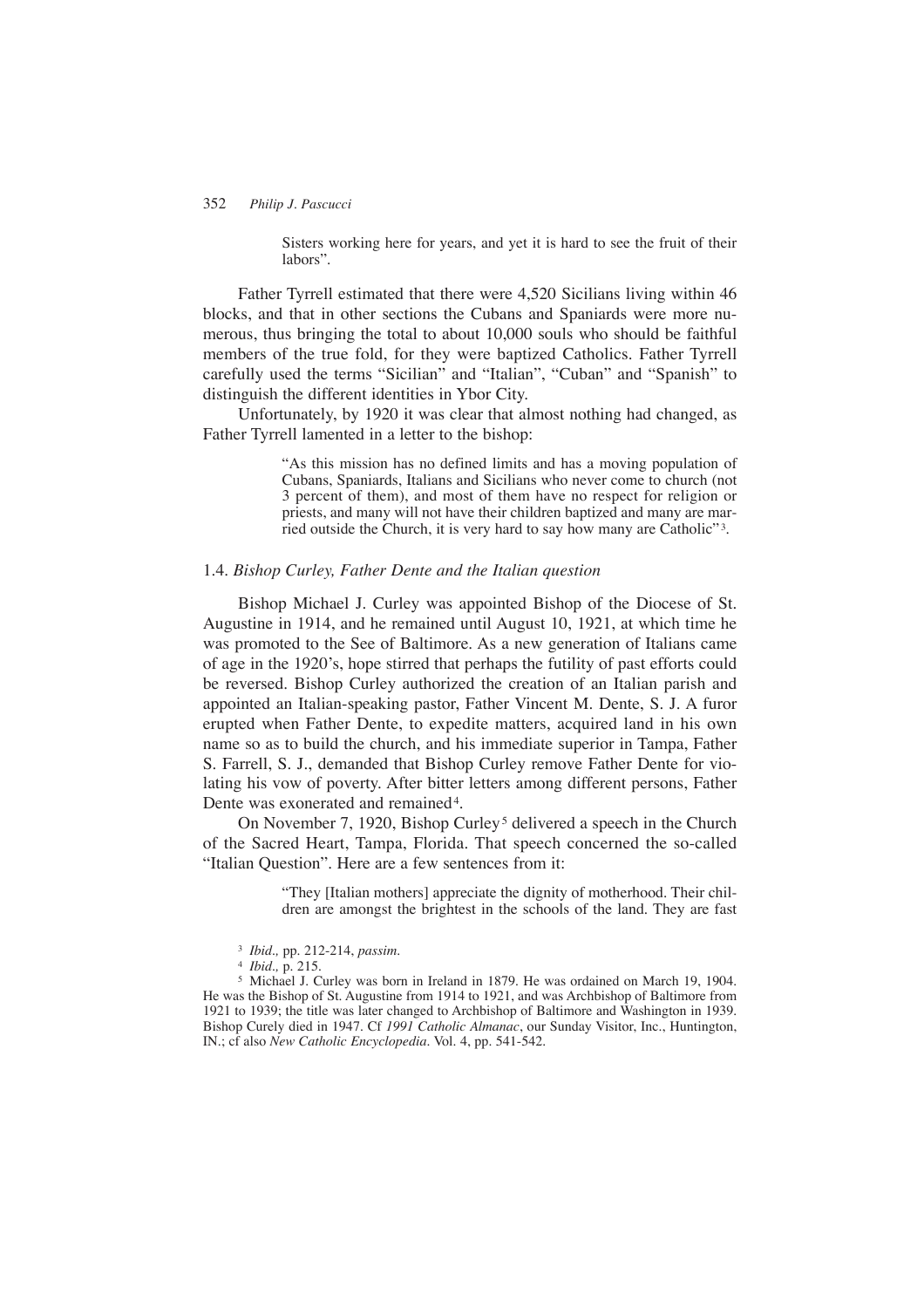> Sisters working here for years, and yet it is hard to see the fruit of their labors".

Father Tyrrell estimated that there were 4,520 Sicilians living within 46 blocks, and that in other sections the Cubans and Spaniards were more numerous, thus bringing the total to about 10,000 souls who should be faithful members of the true fold, for they were baptized Catholics. Father Tyrrell carefully used the terms "Sicilian" and "Italian", "Cuban" and "Spanish" to distinguish the different identities in Ybor City.

Unfortunately, by 1920 it was clear that almost nothing had changed, as Father Tyrrell lamented in a letter to the bishop:

> "As this mission has no defined limits and has a moving population of Cubans, Spaniards, Italians and Sicilians who never come to church (not 3 percent of them), and most of them have no respect for religion or priests, and many will not have their children baptized and many are married outside the Church, it is very hard to say how many are Catholic"[3].

### 1.4. *Bishop Curley, Father Dente and the Italian question*

Bishop Michael J. Curley was appointed Bishop of the Diocese of St. Augustine in 1914, and he remained until August 10, 1921, at which time he was promoted to the See of Baltimore. As a new generation of Italians came of age in the 1920's, hope stirred that perhaps the futility of past efforts could be reversed. Bishop Curley authorized the creation of an Italian parish and appointed an Italian-speaking pastor, Father Vincent M. Dente, S. J. A furor erupted when Father Dente, to expedite matters, acquired land in his own name so as to build the church, and his immediate superior in Tampa, Father S. Farrell, S. J., demanded that Bishop Curley remove Father Dente for violating his vow of poverty. After bitter letters among different persons, Father Dente was exonerated and remained[4].

On November 7, 1920, Bishop Curley[5] delivered a speech in the Church of the Sacred Heart, Tampa, Florida. That speech concerned the so-called "Italian Question". Here are a few sentences from it:

> "They [Italian mothers] appreciate the dignity of motherhood. Their children are amongst the brightest in the schools of the land. They are fast

---

[3] *Ibid.,* pp. 212-214, *passim.*

[4] *Ibid.,* p. 215.

[5] Michael J. Curley was born in Ireland in 1879. He was ordained on March 19, 1904. He was the Bishop of St. Augustine from 1914 to 1921, and was Archbishop of Baltimore from 1921 to 1939; the title was later changed to Archbishop of Baltimore and Washington in 1939. Bishop Curely died in 1947. Cf *1991 Catholic Almanac*, our Sunday Visitor, Inc., Huntington, IN.; cf also *New Catholic Encyclopedia*. Vol. 4, pp. 541-542.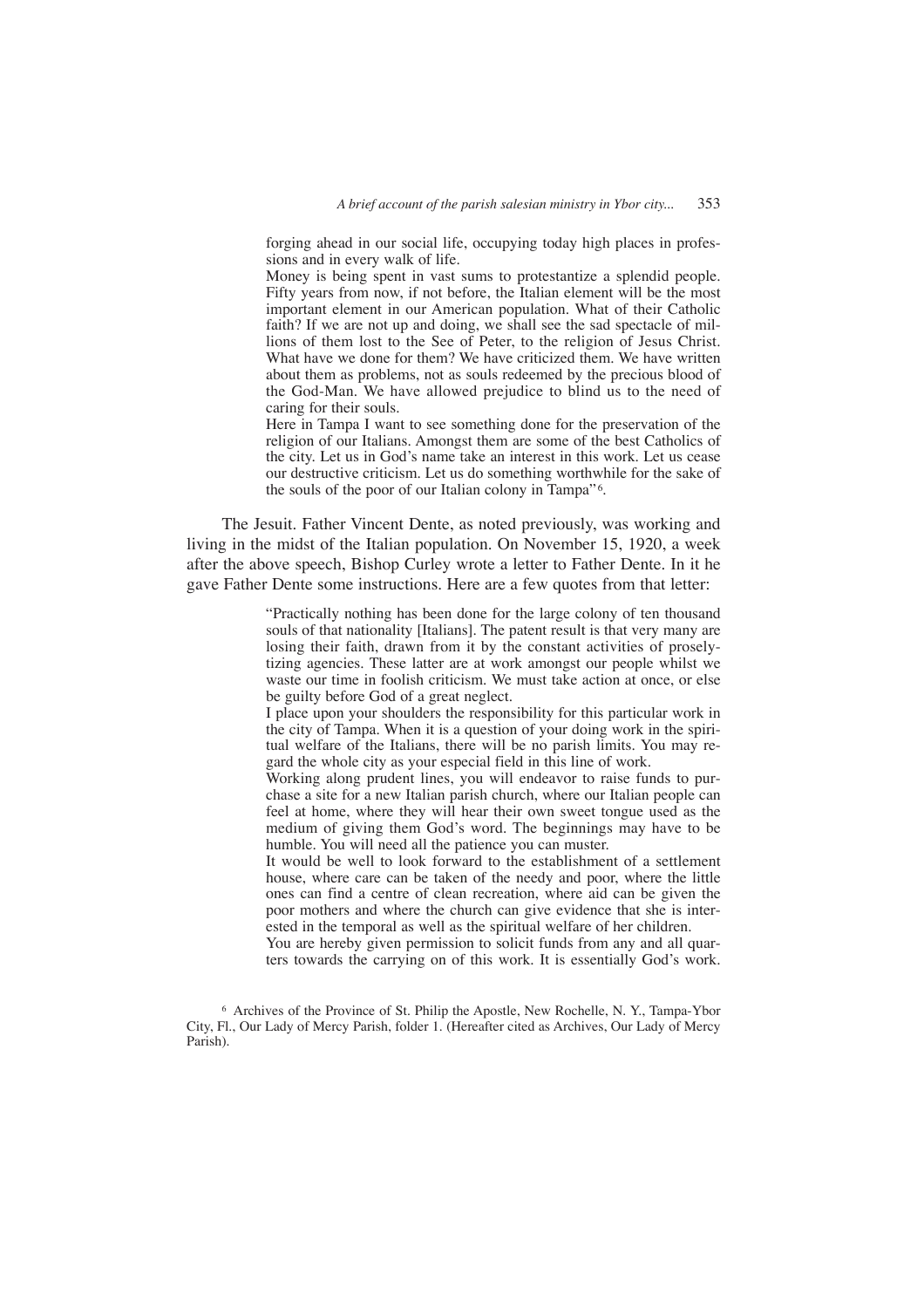> forging ahead in our social life, occupying today high places in professions and in every walk of life.
>
> Money is being spent in vast sums to protestantize a splendid people. Fifty years from now, if not before, the Italian element will be the most important element in our American population. What of their Catholic faith? If we are not up and doing, we shall see the sad spectacle of millions of them lost to the See of Peter, to the religion of Jesus Christ. What have we done for them? We have criticized them. We have written about them as problems, not as souls redeemed by the precious blood of the God-Man. We have allowed prejudice to blind us to the need of caring for their souls.
>
> Here in Tampa I want to see something done for the preservation of the religion of our Italians. Amongst them are some of the best Catholics of the city. Let us in God's name take an interest in this work. Let us cease our destructive criticism. Let us do something worthwhile for the sake of the souls of the poor of our Italian colony in Tampa"[6].

The Jesuit. Father Vincent Dente, as noted previously, was working and living in the midst of the Italian population. On November 15, 1920, a week after the above speech, Bishop Curley wrote a letter to Father Dente. In it he gave Father Dente some instructions. Here are a few quotes from that letter:

> "Practically nothing has been done for the large colony of ten thousand souls of that nationality [Italians]. The patent result is that very many are losing their faith, drawn from it by the constant activities of proselytizing agencies. These latter are at work amongst our people whilst we waste our time in foolish criticism. We must take action at once, or else be guilty before God of a great neglect.
>
> I place upon your shoulders the responsibility for this particular work in the city of Tampa. When it is a question of your doing work in the spiritual welfare of the Italians, there will be no parish limits. You may regard the whole city as your especial field in this line of work.
>
> Working along prudent lines, you will endeavor to raise funds to purchase a site for a new Italian parish church, where our Italian people can feel at home, where they will hear their own sweet tongue used as the medium of giving them God's word. The beginnings may have to be humble. You will need all the patience you can muster.
>
> It would be well to look forward to the establishment of a settlement house, where care can be taken of the needy and poor, where the little ones can find a centre of clean recreation, where aid can be given the poor mothers and where the church can give evidence that she is interested in the temporal as well as the spiritual welfare of her children.
>
> You are hereby given permission to solicit funds from any and all quarters towards the carrying on of this work. It is essentially God's work.

[6] Archives of the Province of St. Philip the Apostle, New Rochelle, N. Y., Tampa-Ybor City, Fl., Our Lady of Mercy Parish, folder 1. (Hereafter cited as Archives, Our Lady of Mercy Parish).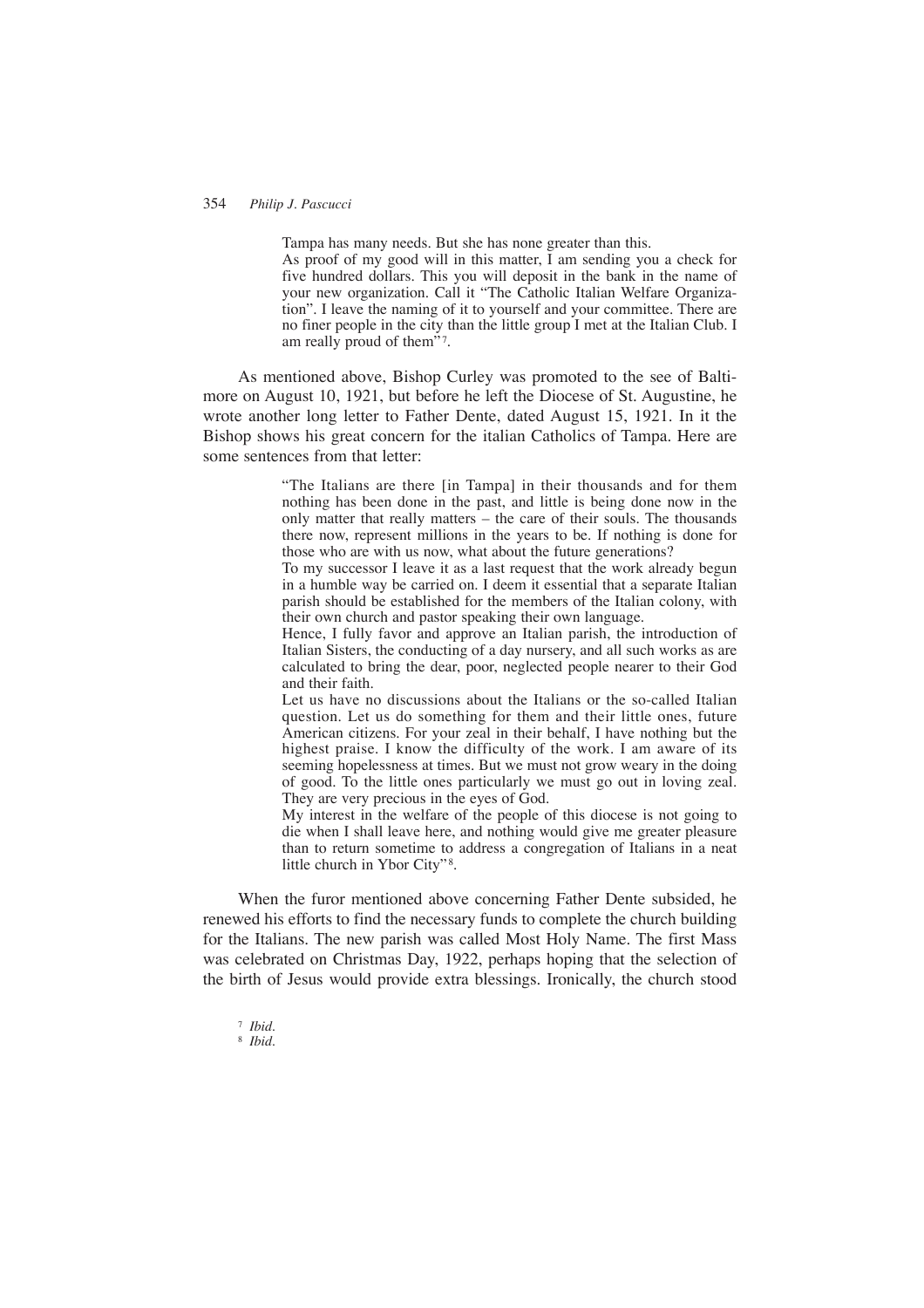> Tampa has many needs. But she has none greater than this.
> As proof of my good will in this matter, I am sending you a check for five hundred dollars. This you will deposit in the bank in the name of your new organization. Call it "The Catholic Italian Welfare Organization". I leave the naming of it to yourself and your committee. There are no finer people in the city than the little group I met at the Italian Club. I am really proud of them"[7].

As mentioned above, Bishop Curley was promoted to the see of Baltimore on August 10, 1921, but before he left the Diocese of St. Augustine, he wrote another long letter to Father Dente, dated August 15, 1921. In it the Bishop shows his great concern for the italian Catholics of Tampa. Here are some sentences from that letter:

> "The Italians are there [in Tampa] in their thousands and for them nothing has been done in the past, and little is being done now in the only matter that really matters – the care of their souls. The thousands there now, represent millions in the years to be. If nothing is done for those who are with us now, what about the future generations?
> To my successor I leave it as a last request that the work already begun in a humble way be carried on. I deem it essential that a separate Italian parish should be established for the members of the Italian colony, with their own church and pastor speaking their own language.
> Hence, I fully favor and approve an Italian parish, the introduction of Italian Sisters, the conducting of a day nursery, and all such works as are calculated to bring the dear, poor, neglected people nearer to their God and their faith.
> Let us have no discussions about the Italians or the so-called Italian question. Let us do something for them and their little ones, future American citizens. For your zeal in their behalf, I have nothing but the highest praise. I know the difficulty of the work. I am aware of its seeming hopelessness at times. But we must not grow weary in the doing of good. To the little ones particularly we must go out in loving zeal. They are very precious in the eyes of God.
> My interest in the welfare of the people of this diocese is not going to die when I shall leave here, and nothing would give me greater pleasure than to return sometime to address a congregation of Italians in a neat little church in Ybor City"[8].

When the furor mentioned above concerning Father Dente subsided, he renewed his efforts to find the necessary funds to complete the church building for the Italians. The new parish was called Most Holy Name. The first Mass was celebrated on Christmas Day, 1922, perhaps hoping that the selection of the birth of Jesus would provide extra blessings. Ironically, the church stood

[7] *Ibid*.
[8] *Ibid*.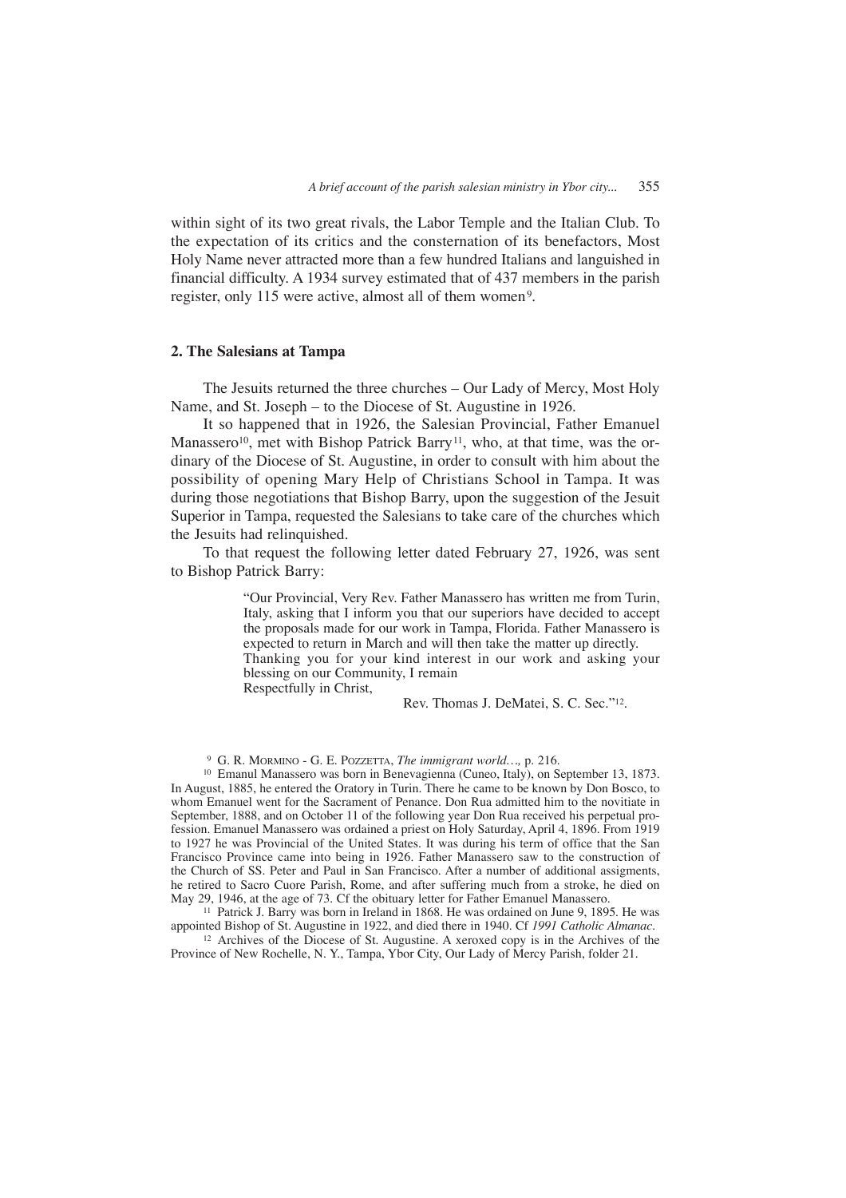within sight of its two great rivals, the Labor Temple and the Italian Club. To the expectation of its critics and the consternation of its benefactors, Most Holy Name never attracted more than a few hundred Italians and languished in financial difficulty. A 1934 survey estimated that of 437 members in the parish register, only 115 were active, almost all of them women[9].

## 2. The Salesians at Tampa

The Jesuits returned the three churches – Our Lady of Mercy, Most Holy Name, and St. Joseph – to the Diocese of St. Augustine in 1926.

It so happened that in 1926, the Salesian Provincial, Father Emanuel Manassero[10], met with Bishop Patrick Barry[11], who, at that time, was the ordinary of the Diocese of St. Augustine, in order to consult with him about the possibility of opening Mary Help of Christians School in Tampa. It was during those negotiations that Bishop Barry, upon the suggestion of the Jesuit Superior in Tampa, requested the Salesians to take care of the churches which the Jesuits had relinquished.

To that request the following letter dated February 27, 1926, was sent to Bishop Patrick Barry:

> "Our Provincial, Very Rev. Father Manassero has written me from Turin, Italy, asking that I inform you that our superiors have decided to accept the proposals made for our work in Tampa, Florida. Father Manassero is expected to return in March and will then take the matter up directly.
> Thanking you for your kind interest in our work and asking your blessing on our Community, I remain
> Respectfully in Christ,
>
> Rev. Thomas J. DeMatei, S. C. Sec."[12].

[9] G. R. Mormino - G. E. Pozzetta, *The immigrant world…,* p. 216.

[10] Emanul Manassero was born in Benevagienna (Cuneo, Italy), on September 13, 1873. In August, 1885, he entered the Oratory in Turin. There he came to be known by Don Bosco, to whom Emanuel went for the Sacrament of Penance. Don Rua admitted him to the novitiate in September, 1888, and on October 11 of the following year Don Rua received his perpetual profession. Emanuel Manassero was ordained a priest on Holy Saturday, April 4, 1896. From 1919 to 1927 he was Provincial of the United States. It was during his term of office that the San Francisco Province came into being in 1926. Father Manassero saw to the construction of the Church of SS. Peter and Paul in San Francisco. After a number of additional assigments, he retired to Sacro Cuore Parish, Rome, and after suffering much from a stroke, he died on May 29, 1946, at the age of 73. Cf the obituary letter for Father Emanuel Manassero.

[11] Patrick J. Barry was born in Ireland in 1868. He was ordained on June 9, 1895. He was appointed Bishop of St. Augustine in 1922, and died there in 1940. Cf *1991 Catholic Almanac*.

[12] Archives of the Diocese of St. Augustine. A xeroxed copy is in the Archives of the Province of New Rochelle, N. Y., Tampa, Ybor City, Our Lady of Mercy Parish, folder 21.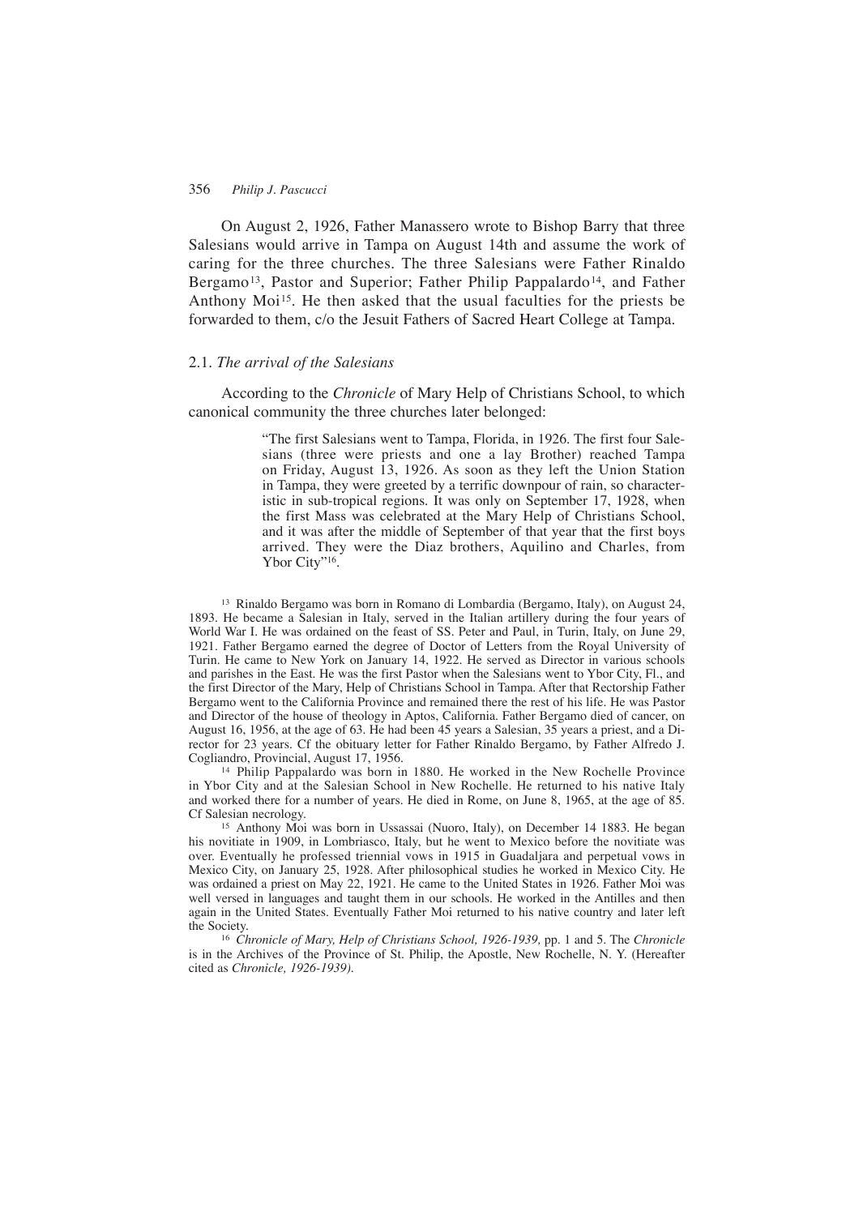On August 2, 1926, Father Manassero wrote to Bishop Barry that three Salesians would arrive in Tampa on August 14th and assume the work of caring for the three churches. The three Salesians were Father Rinaldo Bergamo[13], Pastor and Superior; Father Philip Pappalardo[14], and Father Anthony Moi[15]. He then asked that the usual faculties for the priests be forwarded to them, c/o the Jesuit Fathers of Sacred Heart College at Tampa.

### 2.1. *The arrival of the Salesians*

According to the *Chronicle* of Mary Help of Christians School, to which canonical community the three churches later belonged:

> "The first Salesians went to Tampa, Florida, in 1926. The first four Salesians (three were priests and one a lay Brother) reached Tampa on Friday, August 13, 1926. As soon as they left the Union Station in Tampa, they were greeted by a terrific downpour of rain, so characteristic in sub-tropical regions. It was only on September 17, 1928, when the first Mass was celebrated at the Mary Help of Christians School, and it was after the middle of September of that year that the first boys arrived. They were the Diaz brothers, Aquilino and Charles, from Ybor City"[16].

[13] Rinaldo Bergamo was born in Romano di Lombardia (Bergamo, Italy), on August 24, 1893. He became a Salesian in Italy, served in the Italian artillery during the four years of World War I. He was ordained on the feast of SS. Peter and Paul, in Turin, Italy, on June 29, 1921. Father Bergamo earned the degree of Doctor of Letters from the Royal University of Turin. He came to New York on January 14, 1922. He served as Director in various schools and parishes in the East. He was the first Pastor when the Salesians went to Ybor City, Fl., and the first Director of the Mary, Help of Christians School in Tampa. After that Rectorship Father Bergamo went to the California Province and remained there the rest of his life. He was Pastor and Director of the house of theology in Aptos, California. Father Bergamo died of cancer, on August 16, 1956, at the age of 63. He had been 45 years a Salesian, 35 years a priest, and a Director for 23 years. Cf the obituary letter for Father Rinaldo Bergamo, by Father Alfredo J. Cogliandro, Provincial, August 17, 1956.

[14] Philip Pappalardo was born in 1880. He worked in the New Rochelle Province in Ybor City and at the Salesian School in New Rochelle. He returned to his native Italy and worked there for a number of years. He died in Rome, on June 8, 1965, at the age of 85. Cf Salesian necrology.

[15] Anthony Moi was born in Ussassai (Nuoro, Italy), on December 14 1883. He began his novitiate in 1909, in Lombriasco, Italy, but he went to Mexico before the novitiate was over. Eventually he professed triennial vows in 1915 in Guadaljara and perpetual vows in Mexico City, on January 25, 1928. After philosophical studies he worked in Mexico City. He was ordained a priest on May 22, 1921. He came to the United States in 1926. Father Moi was well versed in languages and taught them in our schools. He worked in the Antilles and then again in the United States. Eventually Father Moi returned to his native country and later left the Society.

[16] *Chronicle of Mary, Help of Christians School, 1926-1939,* pp. 1 and 5. The *Chronicle* is in the Archives of the Province of St. Philip, the Apostle, New Rochelle, N. Y. (Hereafter cited as *Chronicle, 1926-1939).*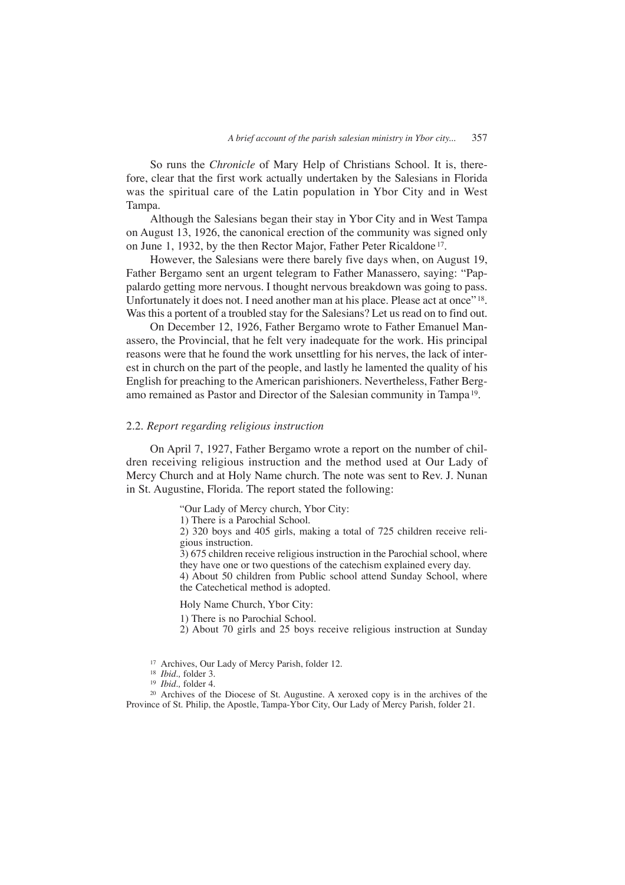So runs the *Chronicle* of Mary Help of Christians School. It is, therefore, clear that the first work actually undertaken by the Salesians in Florida was the spiritual care of the Latin population in Ybor City and in West Tampa.

Although the Salesians began their stay in Ybor City and in West Tampa on August 13, 1926, the canonical erection of the community was signed only on June 1, 1932, by the then Rector Major, Father Peter Ricaldone [17].

However, the Salesians were there barely five days when, on August 19, Father Bergamo sent an urgent telegram to Father Manassero, saying: "Pappalardo getting more nervous. I thought nervous breakdown was going to pass. Unfortunately it does not. I need another man at his place. Please act at once" [18]. Was this a portent of a troubled stay for the Salesians? Let us read on to find out.

On December 12, 1926, Father Bergamo wrote to Father Emanuel Manassero, the Provincial, that he felt very inadequate for the work. His principal reasons were that he found the work unsettling for his nerves, the lack of interest in church on the part of the people, and lastly he lamented the quality of his English for preaching to the American parishioners. Nevertheless, Father Bergamo remained as Pastor and Director of the Salesian community in Tampa [19].

### 2.2. *Report regarding religious instruction*

On April 7, 1927, Father Bergamo wrote a report on the number of children receiving religious instruction and the method used at Our Lady of Mercy Church and at Holy Name church. The note was sent to Rev. J. Nunan in St. Augustine, Florida. The report stated the following:

> "Our Lady of Mercy church, Ybor City:
>
> 1) There is a Parochial School.
>
> 2) 320 boys and 405 girls, making a total of 725 children receive religious instruction.
>
> 3) 675 children receive religious instruction in the Parochial school, where they have one or two questions of the catechism explained every day.
>
> 4) About 50 children from Public school attend Sunday School, where the Catechetical method is adopted.
>
> Holy Name Church, Ybor City:
>
> 1) There is no Parochial School.
>
> 2) About 70 girls and 25 boys receive religious instruction at Sunday

[17] Archives, Our Lady of Mercy Parish, folder 12.

[18] *Ibid.,* folder 3.

[19] *Ibid.,* folder 4.

[20] Archives of the Diocese of St. Augustine. A xeroxed copy is in the archives of the Province of St. Philip, the Apostle, Tampa-Ybor City, Our Lady of Mercy Parish, folder 21.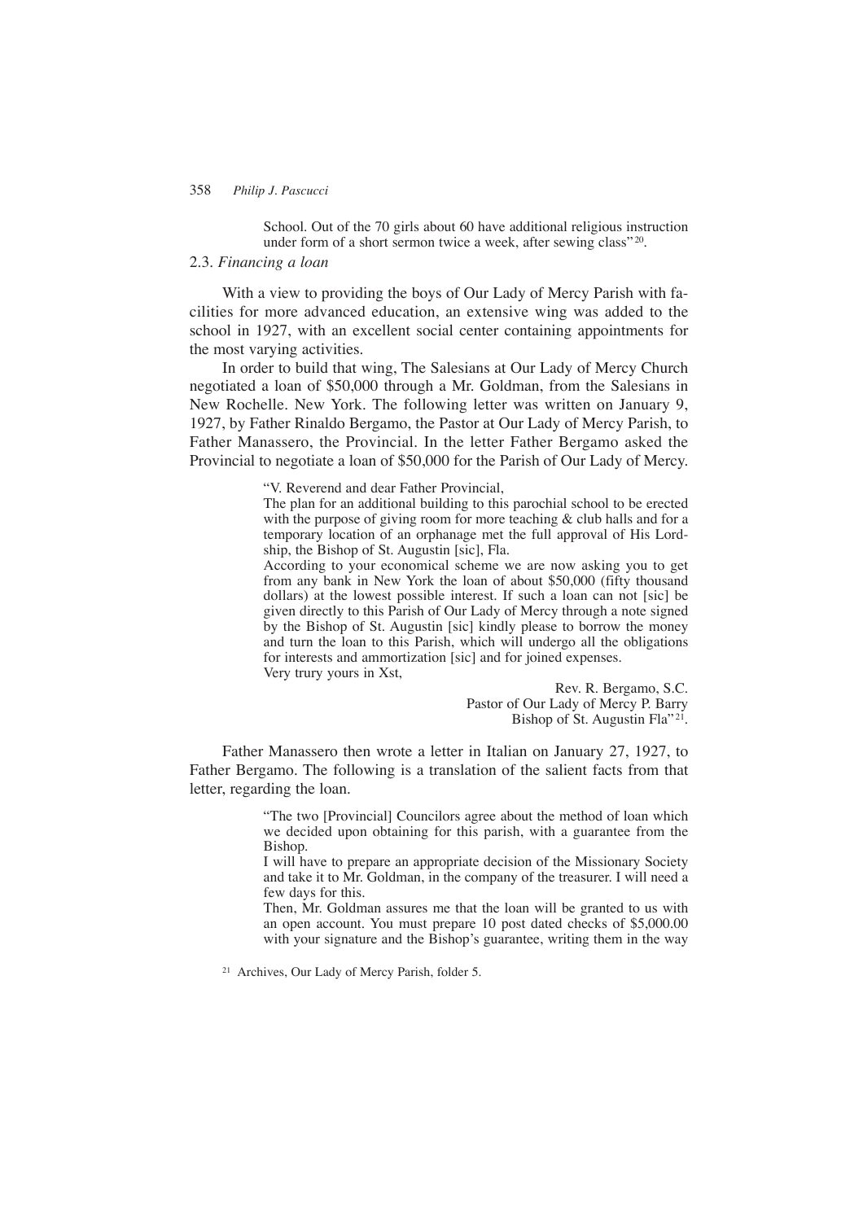School. Out of the 70 girls about 60 have additional religious instruction under form of a short sermon twice a week, after sewing class"[20].

### 2.3. *Financing a loan*

With a view to providing the boys of Our Lady of Mercy Parish with facilities for more advanced education, an extensive wing was added to the school in 1927, with an excellent social center containing appointments for the most varying activities.

In order to build that wing, The Salesians at Our Lady of Mercy Church negotiated a loan of $50,000 through a Mr. Goldman, from the Salesians in New Rochelle. New York. The following letter was written on January 9, 1927, by Father Rinaldo Bergamo, the Pastor at Our Lady of Mercy Parish, to Father Manassero, the Provincial. In the letter Father Bergamo asked the Provincial to negotiate a loan of $50,000 for the Parish of Our Lady of Mercy.

> "V. Reverend and dear Father Provincial,
>
> The plan for an additional building to this parochial school to be erected with the purpose of giving room for more teaching & club halls and for a temporary location of an orphanage met the full approval of His Lordship, the Bishop of St. Augustin [sic], Fla.
>
> According to your economical scheme we are now asking you to get from any bank in New York the loan of about $50,000 (fifty thousand dollars) at the lowest possible interest. If such a loan can not [sic] be given directly to this Parish of Our Lady of Mercy through a note signed by the Bishop of St. Augustin [sic] kindly please to borrow the money and turn the loan to this Parish, which will undergo all the obligations for interests and ammortization [sic] and for joined expenses.
>
> Very trury yours in Xst,
>
> Rev. R. Bergamo, S.C.
> Pastor of Our Lady of Mercy P. Barry
> Bishop of St. Augustin Fla"[21].

Father Manassero then wrote a letter in Italian on January 27, 1927, to Father Bergamo. The following is a translation of the salient facts from that letter, regarding the loan.

> "The two [Provincial] Councilors agree about the method of loan which we decided upon obtaining for this parish, with a guarantee from the Bishop.
>
> I will have to prepare an appropriate decision of the Missionary Society and take it to Mr. Goldman, in the company of the treasurer. I will need a few days for this.
>
> Then, Mr. Goldman assures me that the loan will be granted to us with an open account. You must prepare 10 post dated checks of $5,000.00 with your signature and the Bishop's guarantee, writing them in the way

[21] Archives, Our Lady of Mercy Parish, folder 5.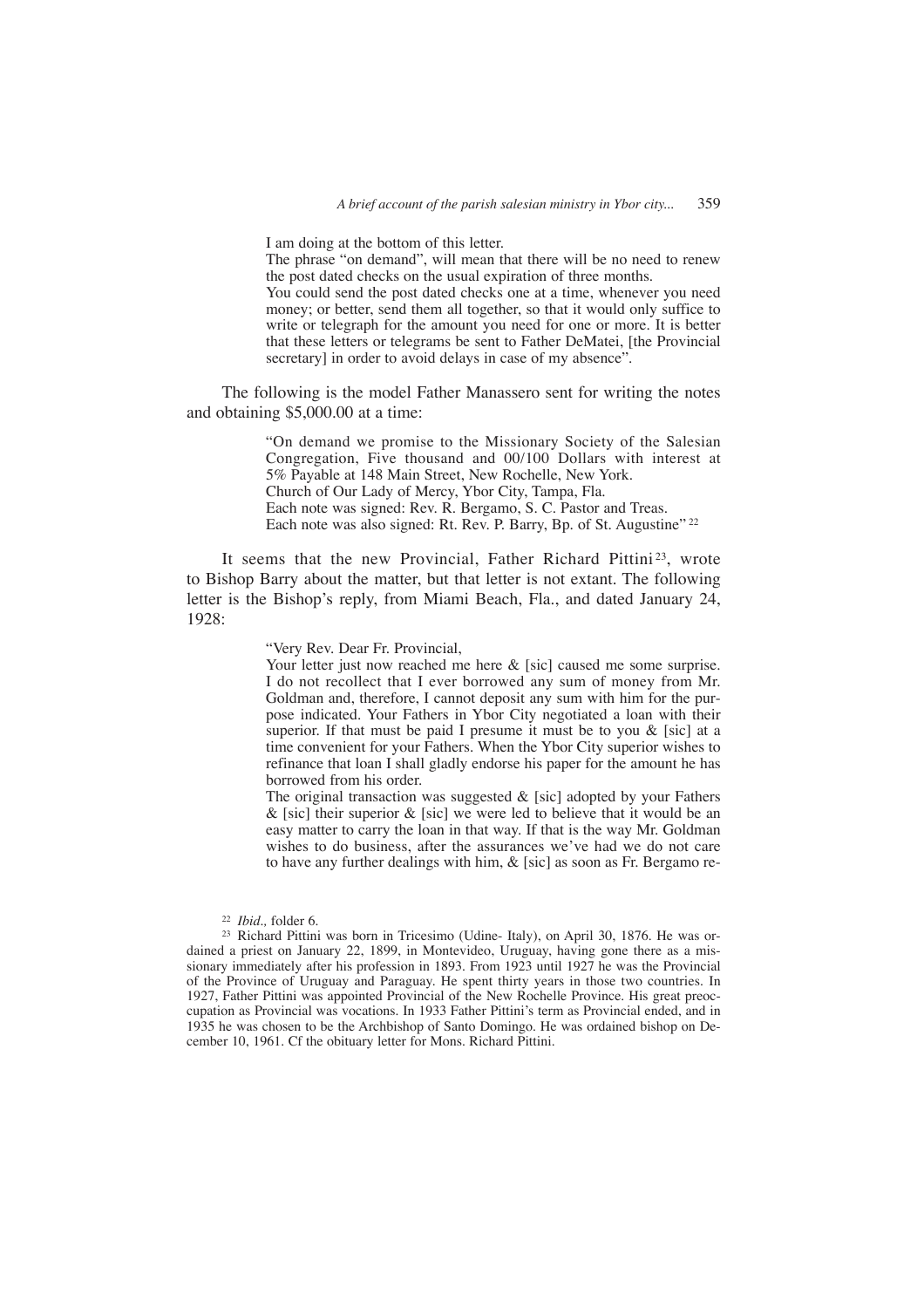> I am doing at the bottom of this letter.
> The phrase "on demand", will mean that there will be no need to renew the post dated checks on the usual expiration of three months.
> You could send the post dated checks one at a time, whenever you need money; or better, send them all together, so that it would only suffice to write or telegraph for the amount you need for one or more. It is better that these letters or telegrams be sent to Father DeMatei, [the Provincial secretary] in order to avoid delays in case of my absence".

The following is the model Father Manassero sent for writing the notes and obtaining $5,000.00 at a time:

> "On demand we promise to the Missionary Society of the Salesian Congregation, Five thousand and 00/100 Dollars with interest at 5% Payable at 148 Main Street, New Rochelle, New York.
> Church of Our Lady of Mercy, Ybor City, Tampa, Fla.
> Each note was signed: Rev. R. Bergamo, S. C. Pastor and Treas.
> Each note was also signed: Rt. Rev. P. Barry, Bp. of St. Augustine" [22]

It seems that the new Provincial, Father Richard Pittini [23], wrote to Bishop Barry about the matter, but that letter is not extant. The following letter is the Bishop's reply, from Miami Beach, Fla., and dated January 24, 1928:

> "Very Rev. Dear Fr. Provincial,
> Your letter just now reached me here & [sic] caused me some surprise. I do not recollect that I ever borrowed any sum of money from Mr. Goldman and, therefore, I cannot deposit any sum with him for the purpose indicated. Your Fathers in Ybor City negotiated a loan with their superior. If that must be paid I presume it must be to you & [sic] at a time convenient for your Fathers. When the Ybor City superior wishes to refinance that loan I shall gladly endorse his paper for the amount he has borrowed from his order.
> The original transaction was suggested & [sic] adopted by your Fathers & [sic] their superior & [sic] we were led to believe that it would be an easy matter to carry the loan in that way. If that is the way Mr. Goldman wishes to do business, after the assurances we've had we do not care to have any further dealings with him, & [sic] as soon as Fr. Bergamo re-

---

[22] *Ibid.,* folder 6.

[23] Richard Pittini was born in Tricesimo (Udine- Italy), on April 30, 1876. He was ordained a priest on January 22, 1899, in Montevideo, Uruguay, having gone there as a missionary immediately after his profession in 1893. From 1923 until 1927 he was the Provincial of the Province of Uruguay and Paraguay. He spent thirty years in those two countries. In 1927, Father Pittini was appointed Provincial of the New Rochelle Province. His great preoccupation as Provincial was vocations. In 1933 Father Pittini's term as Provincial ended, and in 1935 he was chosen to be the Archbishop of Santo Domingo. He was ordained bishop on December 10, 1961. Cf the obituary letter for Mons. Richard Pittini.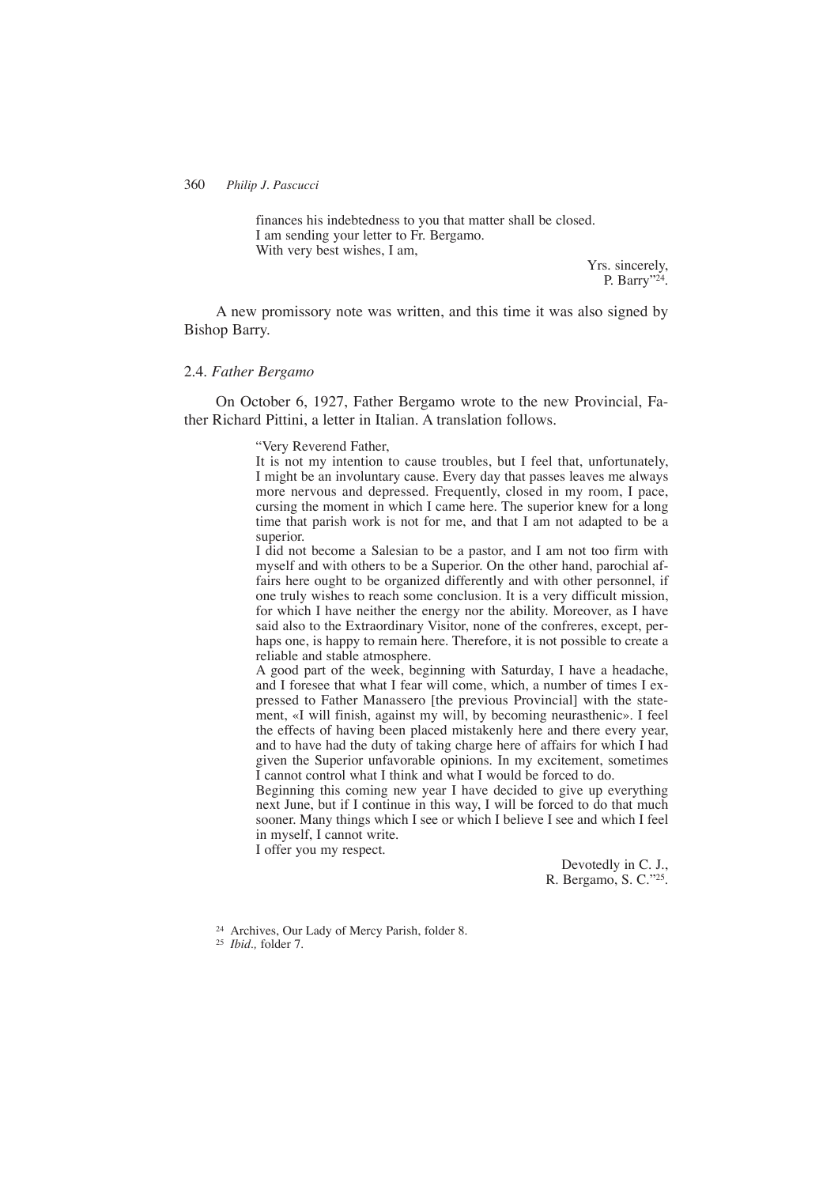finances his indebtedness to you that matter shall be closed.
I am sending your letter to Fr. Bergamo.
With very best wishes, I am,

Yrs. sincerely,
P. Barry"[24].

A new promissory note was written, and this time it was also signed by Bishop Barry.

### 2.4. *Father Bergamo*

On October 6, 1927, Father Bergamo wrote to the new Provincial, Father Richard Pittini, a letter in Italian. A translation follows.

> "Very Reverend Father,
>
> It is not my intention to cause troubles, but I feel that, unfortunately, I might be an involuntary cause. Every day that passes leaves me always more nervous and depressed. Frequently, closed in my room, I pace, cursing the moment in which I came here. The superior knew for a long time that parish work is not for me, and that I am not adapted to be a superior.
>
> I did not become a Salesian to be a pastor, and I am not too firm with myself and with others to be a Superior. On the other hand, parochial affairs here ought to be organized differently and with other personnel, if one truly wishes to reach some conclusion. It is a very difficult mission, for which I have neither the energy nor the ability. Moreover, as I have said also to the Extraordinary Visitor, none of the confreres, except, perhaps one, is happy to remain here. Therefore, it is not possible to create a reliable and stable atmosphere.
>
> A good part of the week, beginning with Saturday, I have a headache, and I foresee that what I fear will come, which, a number of times I expressed to Father Manassero [the previous Provincial] with the statement, «I will finish, against my will, by becoming neurasthenic». I feel the effects of having been placed mistakenly here and there every year, and to have had the duty of taking charge here of affairs for which I had given the Superior unfavorable opinions. In my excitement, sometimes I cannot control what I think and what I would be forced to do.
>
> Beginning this coming new year I have decided to give up everything next June, but if I continue in this way, I will be forced to do that much sooner. Many things which I see or which I believe I see and which I feel in myself, I cannot write.
>
> I offer you my respect.
>
> Devotedly in C. J.,
> R. Bergamo, S. C."[25].

[24] Archives, Our Lady of Mercy Parish, folder 8.

[25] *Ibid.,* folder 7.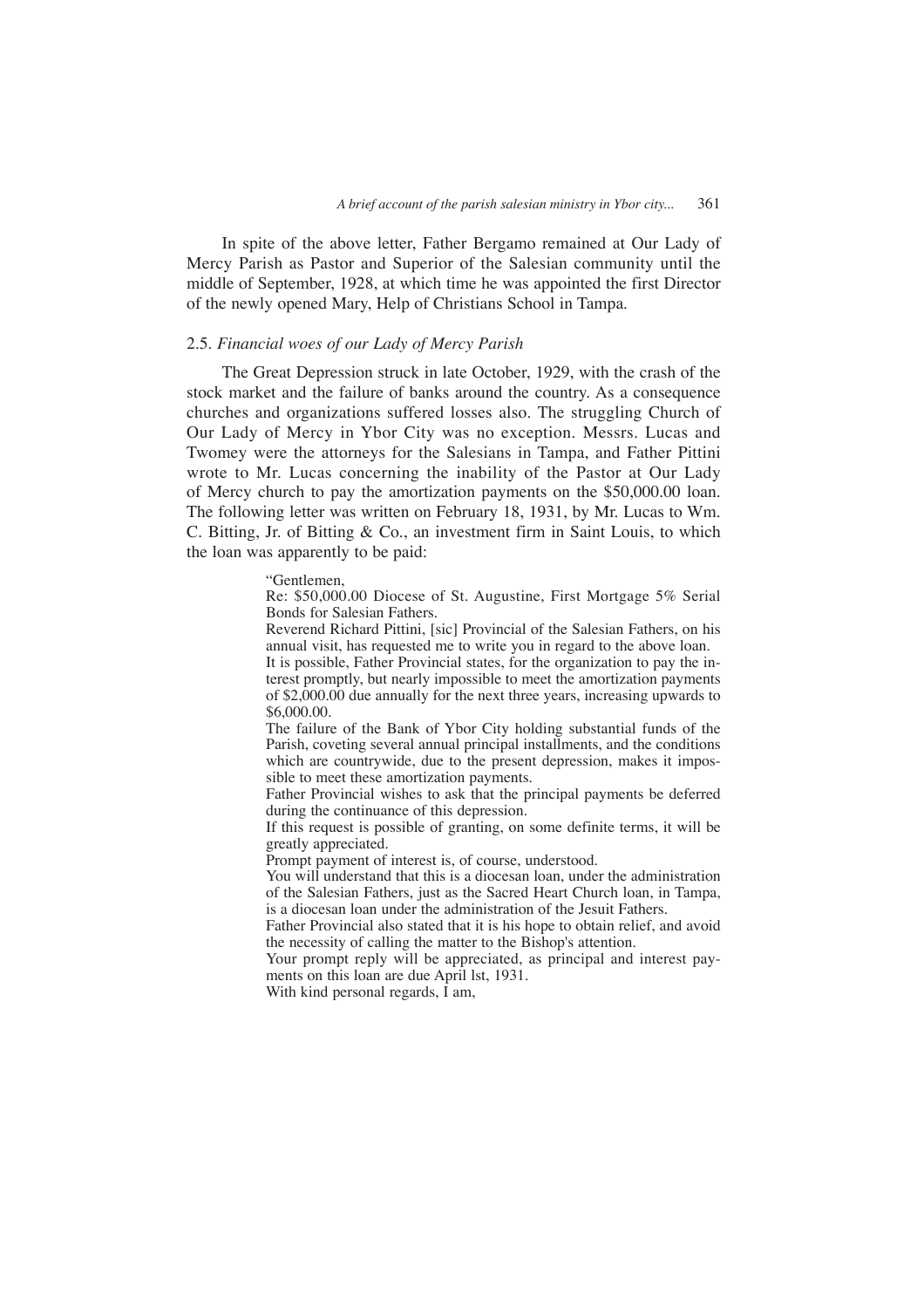In spite of the above letter, Father Bergamo remained at Our Lady of Mercy Parish as Pastor and Superior of the Salesian community until the middle of September, 1928, at which time he was appointed the first Director of the newly opened Mary, Help of Christians School in Tampa.

### 2.5. *Financial woes of our Lady of Mercy Parish*

The Great Depression struck in late October, 1929, with the crash of the stock market and the failure of banks around the country. As a consequence churches and organizations suffered losses also. The struggling Church of Our Lady of Mercy in Ybor City was no exception. Messrs. Lucas and Twomey were the attorneys for the Salesians in Tampa, and Father Pittini wrote to Mr. Lucas concerning the inability of the Pastor at Our Lady of Mercy church to pay the amortization payments on the $50,000.00 loan. The following letter was written on February 18, 1931, by Mr. Lucas to Wm. C. Bitting, Jr. of Bitting & Co., an investment firm in Saint Louis, to which the loan was apparently to be paid:

> "Gentlemen,
>
> Re: $50,000.00 Diocese of St. Augustine, First Mortgage 5% Serial Bonds for Salesian Fathers.
>
> Reverend Richard Pittini, [sic] Provincial of the Salesian Fathers, on his annual visit, has requested me to write you in regard to the above loan.
>
> It is possible, Father Provincial states, for the organization to pay the interest promptly, but nearly impossible to meet the amortization payments of $2,000.00 due annually for the next three years, increasing upwards to $6,000.00.
>
> The failure of the Bank of Ybor City holding substantial funds of the Parish, coveting several annual principal installments, and the conditions which are countrywide, due to the present depression, makes it impossible to meet these amortization payments.
>
> Father Provincial wishes to ask that the principal payments be deferred during the continuance of this depression.
>
> If this request is possible of granting, on some definite terms, it will be greatly appreciated.
>
> Prompt payment of interest is, of course, understood.
>
> You will understand that this is a diocesan loan, under the administration of the Salesian Fathers, just as the Sacred Heart Church loan, in Tampa, is a diocesan loan under the administration of the Jesuit Fathers.
>
> Father Provincial also stated that it is his hope to obtain relief, and avoid the necessity of calling the matter to the Bishop's attention.
>
> Your prompt reply will be appreciated, as principal and interest payments on this loan are due April lst, 1931.
>
> With kind personal regards, I am,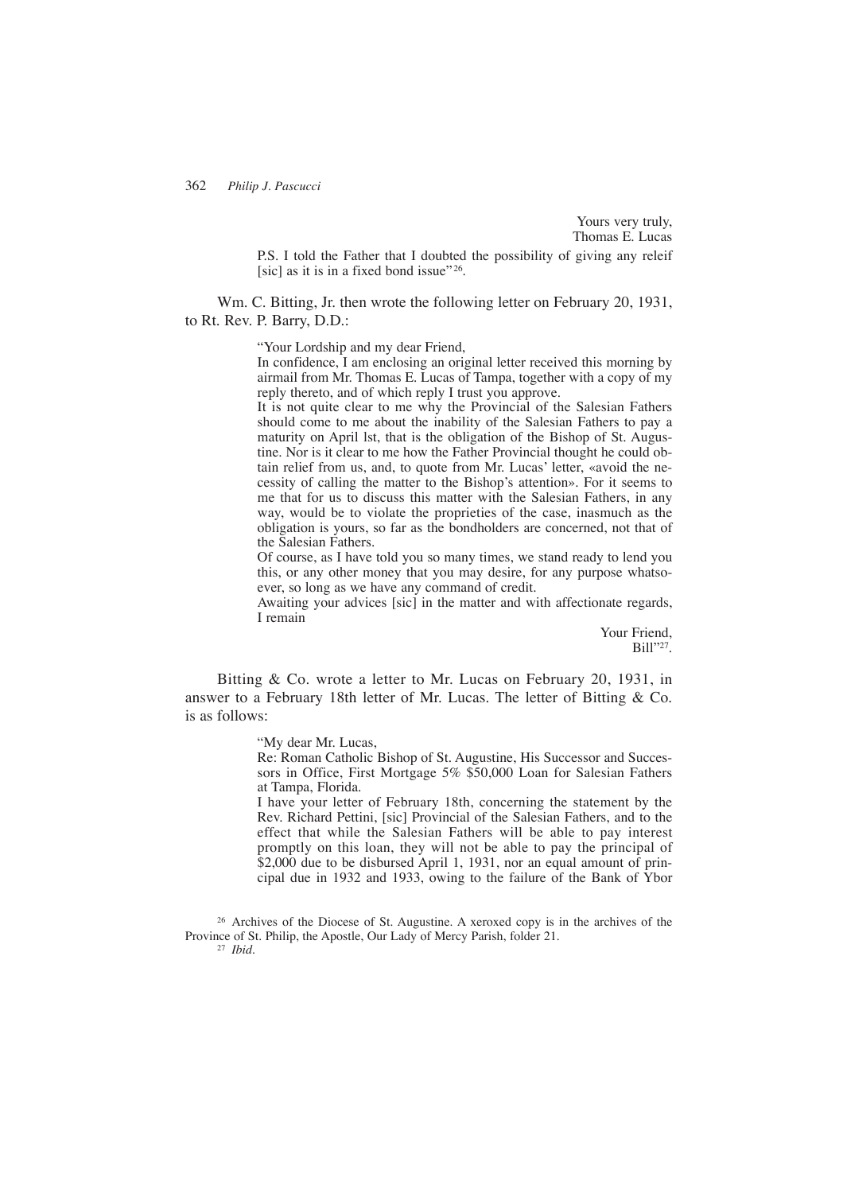Yours very truly,
Thomas E. Lucas

> P.S. I told the Father that I doubted the possibility of giving any releif [sic] as it is in a fixed bond issue"[26].

Wm. C. Bitting, Jr. then wrote the following letter on February 20, 1931, to Rt. Rev. P. Barry, D.D.:

> "Your Lordship and my dear Friend,
>
> In confidence, I am enclosing an original letter received this morning by airmail from Mr. Thomas E. Lucas of Tampa, together with a copy of my reply thereto, and of which reply I trust you approve.
>
> It is not quite clear to me why the Provincial of the Salesian Fathers should come to me about the inability of the Salesian Fathers to pay a maturity on April lst, that is the obligation of the Bishop of St. Augustine. Nor is it clear to me how the Father Provincial thought he could obtain relief from us, and, to quote from Mr. Lucas' letter, «avoid the necessity of calling the matter to the Bishop's attention». For it seems to me that for us to discuss this matter with the Salesian Fathers, in any way, would be to violate the proprieties of the case, inasmuch as the obligation is yours, so far as the bondholders are concerned, not that of the Salesian Fathers.
>
> Of course, as I have told you so many times, we stand ready to lend you this, or any other money that you may desire, for any purpose whatsoever, so long as we have any command of credit.
>
> Awaiting your advices [sic] in the matter and with affectionate regards, I remain
>
> Your Friend,
> Bill"[27].

Bitting & Co. wrote a letter to Mr. Lucas on February 20, 1931, in answer to a February 18th letter of Mr. Lucas. The letter of Bitting & Co. is as follows:

> "My dear Mr. Lucas,
>
> Re: Roman Catholic Bishop of St. Augustine, His Successor and Successors in Office, First Mortgage 5% $50,000 Loan for Salesian Fathers at Tampa, Florida.
>
> I have your letter of February 18th, concerning the statement by the Rev. Richard Pettini, [sic] Provincial of the Salesian Fathers, and to the effect that while the Salesian Fathers will be able to pay interest promptly on this loan, they will not be able to pay the principal of $2,000 due to be disbursed April 1, 1931, nor an equal amount of principal due in 1932 and 1933, owing to the failure of the Bank of Ybor

[26] Archives of the Diocese of St. Augustine. A xeroxed copy is in the archives of the Province of St. Philip, the Apostle, Our Lady of Mercy Parish, folder 21.

[27] *Ibid.*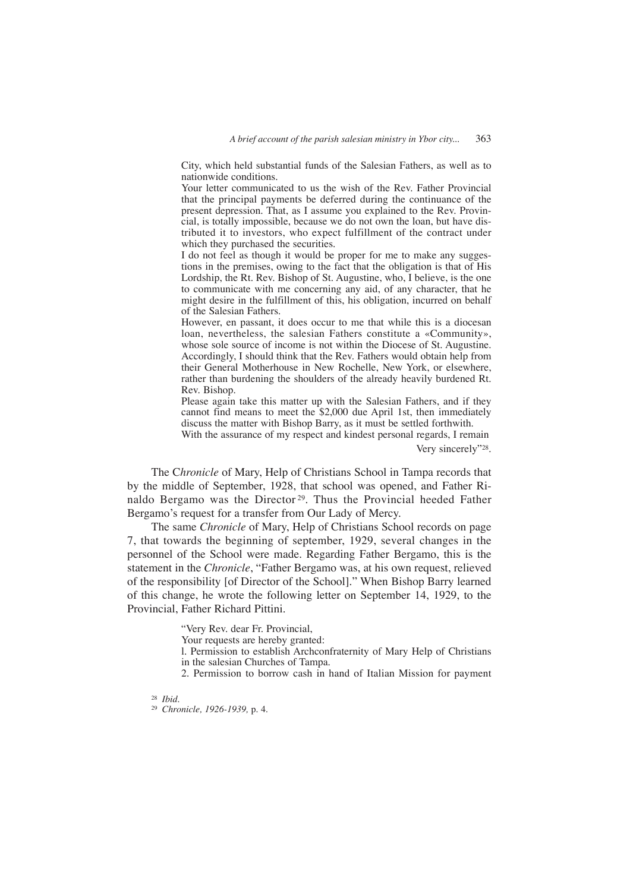> City, which held substantial funds of the Salesian Fathers, as well as to nationwide conditions.
>
> Your letter communicated to us the wish of the Rev. Father Provincial that the principal payments be deferred during the continuance of the present depression. That, as I assume you explained to the Rev. Provincial, is totally impossible, because we do not own the loan, but have distributed it to investors, who expect fulfillment of the contract under which they purchased the securities.
>
> I do not feel as though it would be proper for me to make any suggestions in the premises, owing to the fact that the obligation is that of His Lordship, the Rt. Rev. Bishop of St. Augustine, who, I believe, is the one to communicate with me concerning any aid, of any character, that he might desire in the fulfillment of this, his obligation, incurred on behalf of the Salesian Fathers.
>
> However, en passant, it does occur to me that while this is a diocesan loan, nevertheless, the salesian Fathers constitute a «Community», whose sole source of income is not within the Diocese of St. Augustine. Accordingly, I should think that the Rev. Fathers would obtain help from their General Motherhouse in New Rochelle, New York, or elsewhere, rather than burdening the shoulders of the already heavily burdened Rt. Rev. Bishop.
>
> Please again take this matter up with the Salesian Fathers, and if they cannot find means to meet the $2,000 due April 1st, then immediately discuss the matter with Bishop Barry, as it must be settled forthwith.
>
> With the assurance of my respect and kindest personal regards, I remain
>
> Very sincerely"[28].

The C*hronicle* of Mary, Help of Christians School in Tampa records that by the middle of September, 1928, that school was opened, and Father Rinaldo Bergamo was the Director[29]. Thus the Provincial heeded Father Bergamo's request for a transfer from Our Lady of Mercy.

The same *Chronicle* of Mary, Help of Christians School records on page 7, that towards the beginning of september, 1929, several changes in the personnel of the School were made. Regarding Father Bergamo, this is the statement in the *Chronicle*, "Father Bergamo was, at his own request, relieved of the responsibility [of Director of the School]." When Bishop Barry learned of this change, he wrote the following letter on September 14, 1929, to the Provincial, Father Richard Pittini.

> "Very Rev. dear Fr. Provincial,
>
> Your requests are hereby granted:
>
> l. Permission to establish Archconfraternity of Mary Help of Christians in the salesian Churches of Tampa.
>
> 2. Permission to borrow cash in hand of Italian Mission for payment

[28] *Ibid.*

[29] *Chronicle, 1926-1939,* p. 4.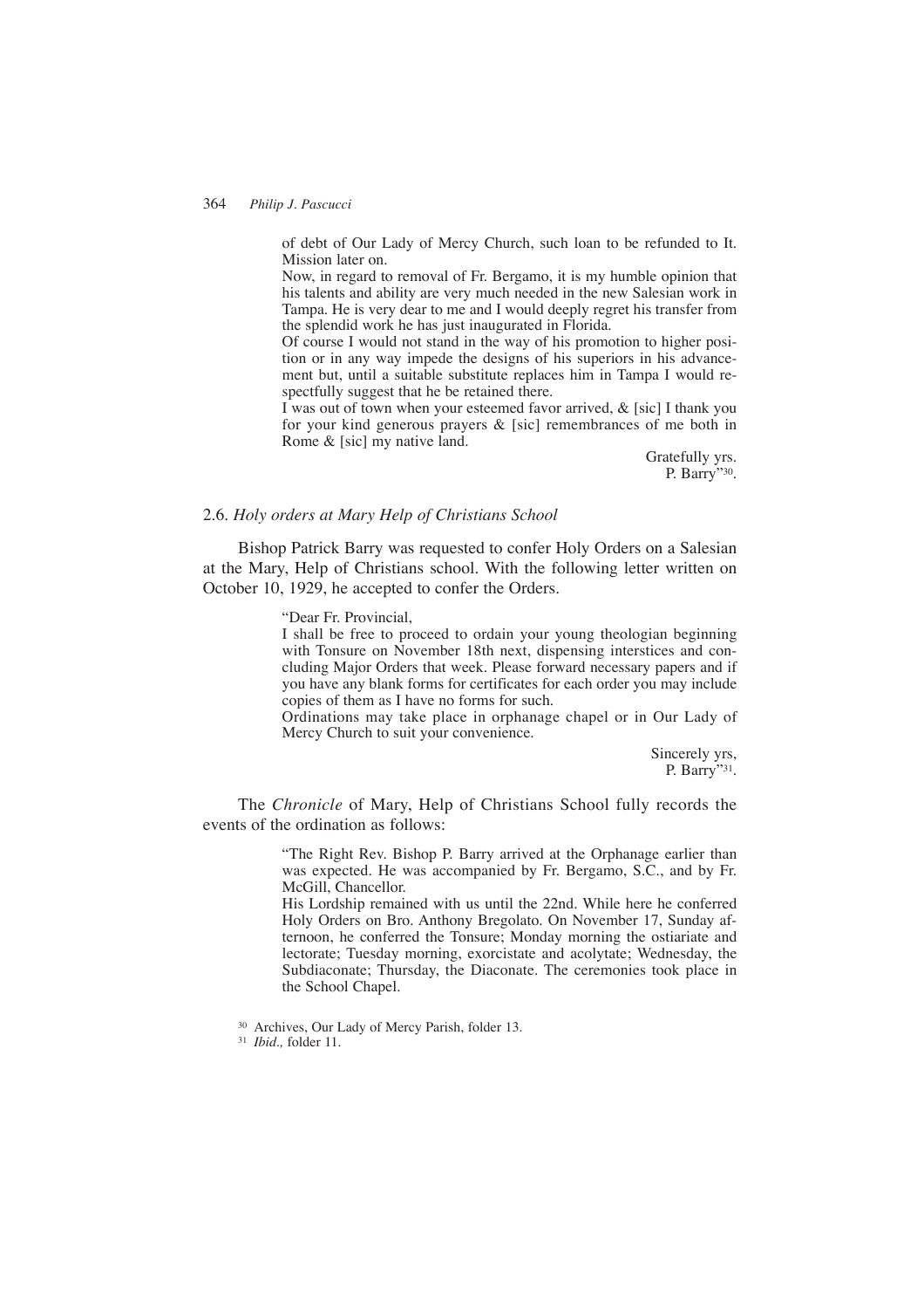of debt of Our Lady of Mercy Church, such loan to be refunded to It. Mission later on.

Now, in regard to removal of Fr. Bergamo, it is my humble opinion that his talents and ability are very much needed in the new Salesian work in Tampa. He is very dear to me and I would deeply regret his transfer from the splendid work he has just inaugurated in Florida.

Of course I would not stand in the way of his promotion to higher position or in any way impede the designs of his superiors in his advancement but, until a suitable substitute replaces him in Tampa I would respectfully suggest that he be retained there.

I was out of town when your esteemed favor arrived, & [sic] I thank you for your kind generous prayers & [sic] remembrances of me both in Rome & [sic] my native land.

Gratefully yrs.
P. Barry"[30].

### 2.6. *Holy orders at Mary Help of Christians School*

Bishop Patrick Barry was requested to confer Holy Orders on a Salesian at the Mary, Help of Christians school. With the following letter written on October 10, 1929, he accepted to confer the Orders.

"Dear Fr. Provincial,

I shall be free to proceed to ordain your young theologian beginning with Tonsure on November 18th next, dispensing interstices and concluding Major Orders that week. Please forward necessary papers and if you have any blank forms for certificates for each order you may include copies of them as I have no forms for such.

Ordinations may take place in orphanage chapel or in Our Lady of Mercy Church to suit your convenience.

Sincerely yrs,
P. Barry"[31].

The *Chronicle* of Mary, Help of Christians School fully records the events of the ordination as follows:

"The Right Rev. Bishop P. Barry arrived at the Orphanage earlier than was expected. He was accompanied by Fr. Bergamo, S.C., and by Fr. McGill, Chancellor.

His Lordship remained with us until the 22nd. While here he conferred Holy Orders on Bro. Anthony Bregolato. On November 17, Sunday afternoon, he conferred the Tonsure; Monday morning the ostiariate and lectorate; Tuesday morning, exorcistate and acolytate; Wednesday, the Subdiaconate; Thursday, the Diaconate. The ceremonies took place in the School Chapel.

[30] Archives, Our Lady of Mercy Parish, folder 13.

[31] *Ibid.,* folder 11.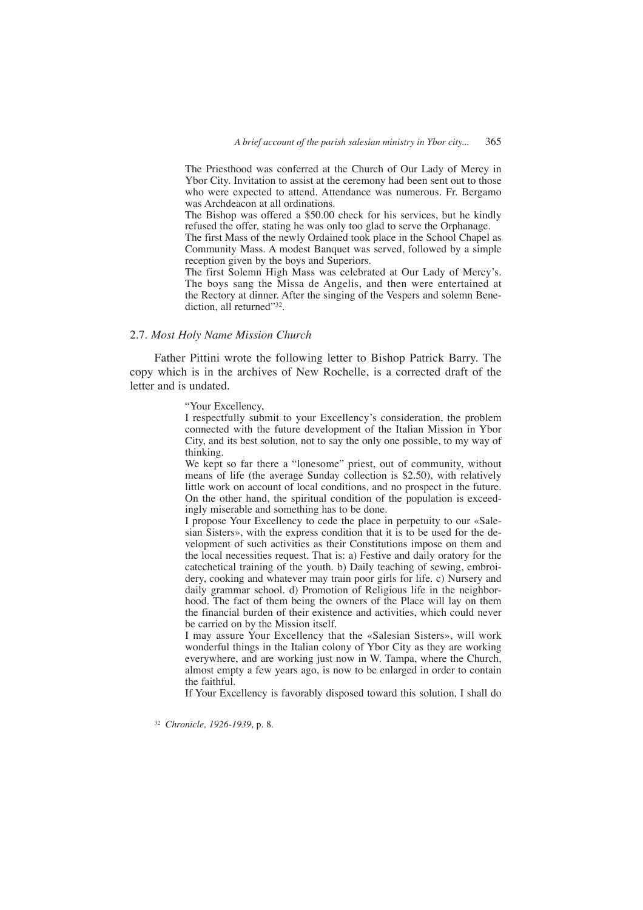The Priesthood was conferred at the Church of Our Lady of Mercy in Ybor City. Invitation to assist at the ceremony had been sent out to those who were expected to attend. Attendance was numerous. Fr. Bergamo was Archdeacon at all ordinations.

The Bishop was offered a $50.00 check for his services, but he kindly refused the offer, stating he was only too glad to serve the Orphanage.

The first Mass of the newly Ordained took place in the School Chapel as Community Mass. A modest Banquet was served, followed by a simple reception given by the boys and Superiors.

The first Solemn High Mass was celebrated at Our Lady of Mercy's. The boys sang the Missa de Angelis, and then were entertained at the Rectory at dinner. After the singing of the Vespers and solemn Benediction, all returned"[32].

### 2.7. *Most Holy Name Mission Church*

Father Pittini wrote the following letter to Bishop Patrick Barry. The copy which is in the archives of New Rochelle, is a corrected draft of the letter and is undated.

> "Your Excellency,
>
> I respectfully submit to your Excellency's consideration, the problem connected with the future development of the Italian Mission in Ybor City, and its best solution, not to say the only one possible, to my way of thinking.
>
> We kept so far there a "lonesome" priest, out of community, without means of life (the average Sunday collection is $2.50), with relatively little work on account of local conditions, and no prospect in the future. On the other hand, the spiritual condition of the population is exceedingly miserable and something has to be done.
>
> I propose Your Excellency to cede the place in perpetuity to our «Salesian Sisters», with the express condition that it is to be used for the development of such activities as their Constitutions impose on them and the local necessities request. That is: a) Festive and daily oratory for the catechetical training of the youth. b) Daily teaching of sewing, embroidery, cooking and whatever may train poor girls for life. c) Nursery and daily grammar school. d) Promotion of Religious life in the neighborhood. The fact of them being the owners of the Place will lay on them the financial burden of their existence and activities, which could never be carried on by the Mission itself.
>
> I may assure Your Excellency that the «Salesian Sisters», will work wonderful things in the Italian colony of Ybor City as they are working everywhere, and are working just now in W. Tampa, where the Church, almost empty a few years ago, is now to be enlarged in order to contain the faithful.
>
> If Your Excellency is favorably disposed toward this solution, I shall do

[32] *Chronicle, 1926-1939*, p. 8.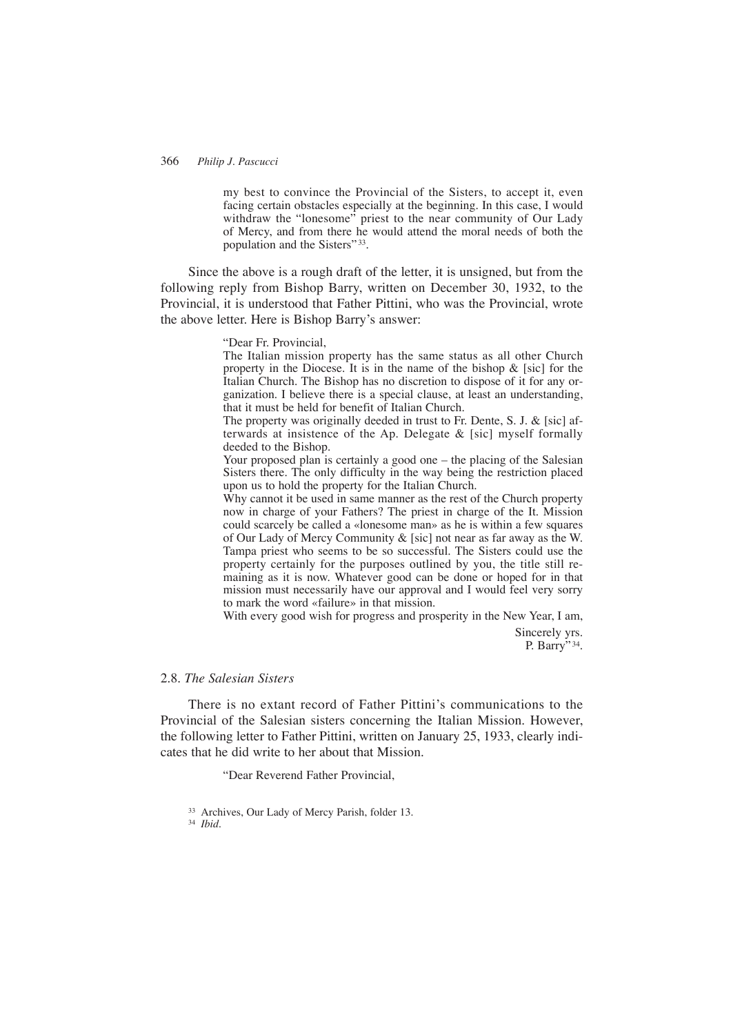> my best to convince the Provincial of the Sisters, to accept it, even facing certain obstacles especially at the beginning. In this case, I would withdraw the "lonesome" priest to the near community of Our Lady of Mercy, and from there he would attend the moral needs of both the population and the Sisters"[33].

Since the above is a rough draft of the letter, it is unsigned, but from the following reply from Bishop Barry, written on December 30, 1932, to the Provincial, it is understood that Father Pittini, who was the Provincial, wrote the above letter. Here is Bishop Barry's answer:

> "Dear Fr. Provincial,
>
> The Italian mission property has the same status as all other Church property in the Diocese. It is in the name of the bishop & [sic] for the Italian Church. The Bishop has no discretion to dispose of it for any organization. I believe there is a special clause, at least an understanding, that it must be held for benefit of Italian Church.
>
> The property was originally deeded in trust to Fr. Dente, S. J. & [sic] afterwards at insistence of the Ap. Delegate & [sic] myself formally deeded to the Bishop.
>
> Your proposed plan is certainly a good one – the placing of the Salesian Sisters there. The only difficulty in the way being the restriction placed upon us to hold the property for the Italian Church.
>
> Why cannot it be used in same manner as the rest of the Church property now in charge of your Fathers? The priest in charge of the It. Mission could scarcely be called a «lonesome man» as he is within a few squares of Our Lady of Mercy Community & [sic] not near as far away as the W. Tampa priest who seems to be so successful. The Sisters could use the property certainly for the purposes outlined by you, the title still remaining as it is now. Whatever good can be done or hoped for in that mission must necessarily have our approval and I would feel very sorry to mark the word «failure» in that mission.
>
> With every good wish for progress and prosperity in the New Year, I am,
>
> Sincerely yrs.
> P. Barry"[34].

### 2.8. *The Salesian Sisters*

There is no extant record of Father Pittini's communications to the Provincial of the Salesian sisters concerning the Italian Mission. However, the following letter to Father Pittini, written on January 25, 1933, clearly indicates that he did write to her about that Mission.

> "Dear Reverend Father Provincial,

[33] Archives, Our Lady of Mercy Parish, folder 13.

[34] *Ibid*.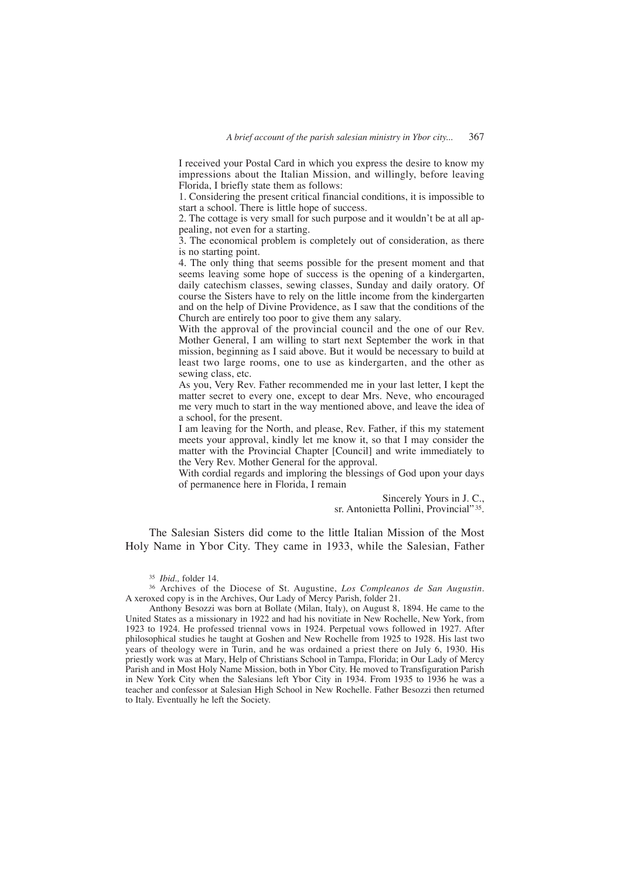I received your Postal Card in which you express the desire to know my impressions about the Italian Mission, and willingly, before leaving Florida, I briefly state them as follows:

1. Considering the present critical financial conditions, it is impossible to start a school. There is little hope of success.
2. The cottage is very small for such purpose and it wouldn't be at all appealing, not even for a starting.
3. The economical problem is completely out of consideration, as there is no starting point.
4. The only thing that seems possible for the present moment and that seems leaving some hope of success is the opening of a kindergarten, daily catechism classes, sewing classes, Sunday and daily oratory. Of course the Sisters have to rely on the little income from the kindergarten and on the help of Divine Providence, as I saw that the conditions of the Church are entirely too poor to give them any salary.

With the approval of the provincial council and the one of our Rev. Mother General, I am willing to start next September the work in that mission, beginning as I said above. But it would be necessary to build at least two large rooms, one to use as kindergarten, and the other as sewing class, etc.

As you, Very Rev. Father recommended me in your last letter, I kept the matter secret to every one, except to dear Mrs. Neve, who encouraged me very much to start in the way mentioned above, and leave the idea of a school, for the present.

I am leaving for the North, and please, Rev. Father, if this my statement meets your approval, kindly let me know it, so that I may consider the matter with the Provincial Chapter [Council] and write immediately to the Very Rev. Mother General for the approval.

With cordial regards and imploring the blessings of God upon your days of permanence here in Florida, I remain

Sincerely Yours in J. C.,
sr. Antonietta Pollini, Provincial"[35].

The Salesian Sisters did come to the little Italian Mission of the Most Holy Name in Ybor City. They came in 1933, while the Salesian, Father

---

[35] *Ibid.,* folder 14.

[36] Archives of the Diocese of St. Augustine, *Los Compleanos de San Augustin*. A xeroxed copy is in the Archives, Our Lady of Mercy Parish, folder 21.

Anthony Besozzi was born at Bollate (Milan, Italy), on August 8, 1894. He came to the United States as a missionary in 1922 and had his novitiate in New Rochelle, New York, from 1923 to 1924. He professed triennal vows in 1924. Perpetual vows followed in 1927. After philosophical studies he taught at Goshen and New Rochelle from 1925 to 1928. His last two years of theology were in Turin, and he was ordained a priest there on July 6, 1930. His priestly work was at Mary, Help of Christians School in Tampa, Florida; in Our Lady of Mercy Parish and in Most Holy Name Mission, both in Ybor City. He moved to Transfiguration Parish in New York City when the Salesians left Ybor City in 1934. From 1935 to 1936 he was a teacher and confessor at Salesian High School in New Rochelle. Father Besozzi then returned to Italy. Eventually he left the Society.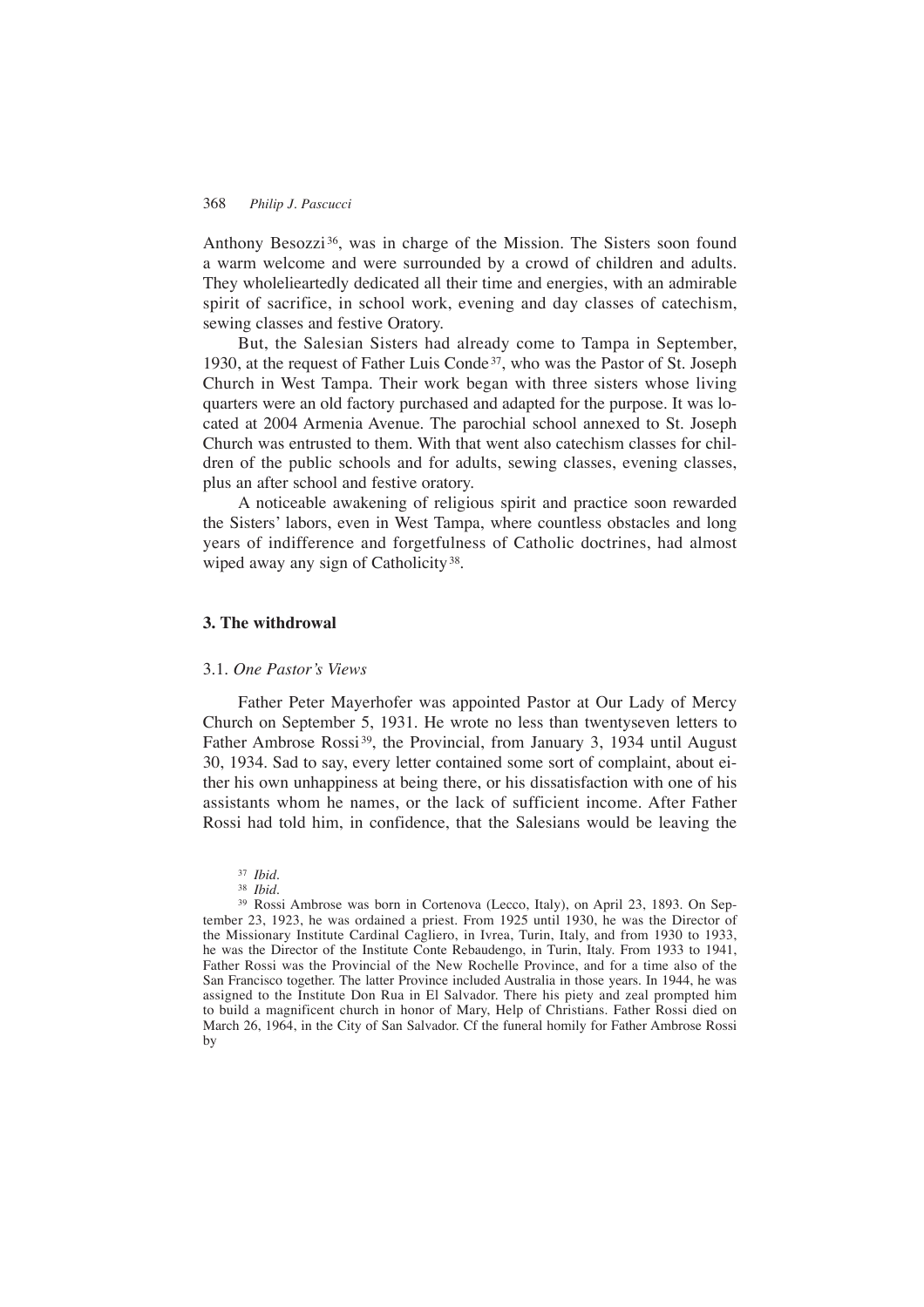Anthony Besozzi[36], was in charge of the Mission. The Sisters soon found a warm welcome and were surrounded by a crowd of children and adults. They wholelieartedly dedicated all their time and energies, with an admirable spirit of sacrifice, in school work, evening and day classes of catechism, sewing classes and festive Oratory.

But, the Salesian Sisters had already come to Tampa in September, 1930, at the request of Father Luis Conde[37], who was the Pastor of St. Joseph Church in West Tampa. Their work began with three sisters whose living quarters were an old factory purchased and adapted for the purpose. It was located at 2004 Armenia Avenue. The parochial school annexed to St. Joseph Church was entrusted to them. With that went also catechism classes for children of the public schools and for adults, sewing classes, evening classes, plus an after school and festive oratory.

A noticeable awakening of religious spirit and practice soon rewarded the Sisters' labors, even in West Tampa, where countless obstacles and long years of indifference and forgetfulness of Catholic doctrines, had almost wiped away any sign of Catholicity[38].

### 3. The withdrowal

#### 3.1. *One Pastor's Views*

Father Peter Mayerhofer was appointed Pastor at Our Lady of Mercy Church on September 5, 1931. He wrote no less than twentyseven letters to Father Ambrose Rossi[39], the Provincial, from January 3, 1934 until August 30, 1934. Sad to say, every letter contained some sort of complaint, about either his own unhappiness at being there, or his dissatisfaction with one of his assistants whom he names, or the lack of sufficient income. After Father Rossi had told him, in confidence, that the Salesians would be leaving the

---

[37] *Ibid.*

[38] *Ibid.*

[39] Rossi Ambrose was born in Cortenova (Lecco, Italy), on April 23, 1893. On September 23, 1923, he was ordained a priest. From 1925 until 1930, he was the Director of the Missionary Institute Cardinal Cagliero, in Ivrea, Turin, Italy, and from 1930 to 1933, he was the Director of the Institute Conte Rebaudengo, in Turin, Italy. From 1933 to 1941, Father Rossi was the Provincial of the New Rochelle Province, and for a time also of the San Francisco together. The latter Province included Australia in those years. In 1944, he was assigned to the Institute Don Rua in El Salvador. There his piety and zeal prompted him to build a magnificent church in honor of Mary, Help of Christians. Father Rossi died on March 26, 1964, in the City of San Salvador. Cf the funeral homily for Father Ambrose Rossi by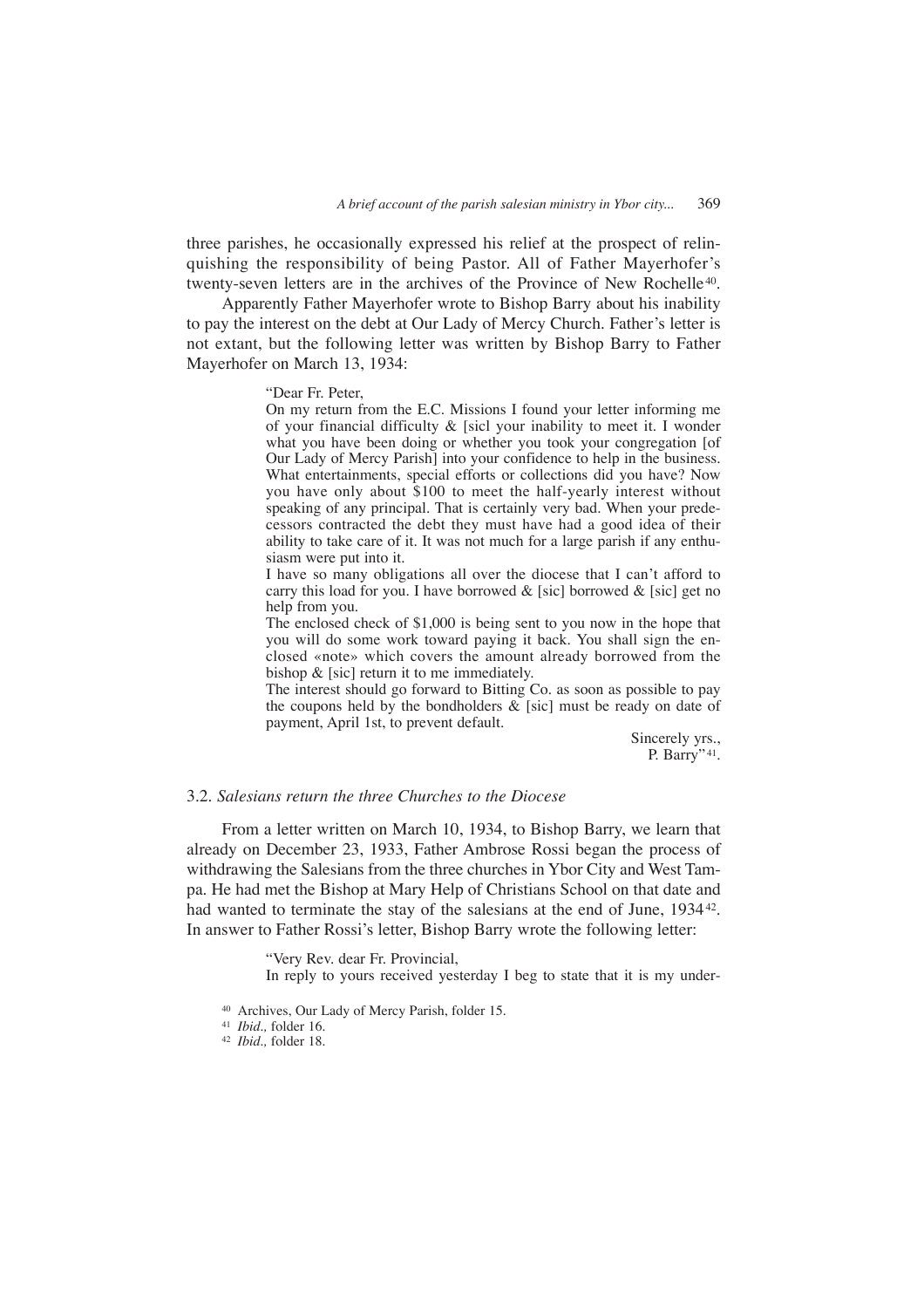three parishes, he occasionally expressed his relief at the prospect of relinquishing the responsibility of being Pastor. All of Father Mayerhofer's twenty-seven letters are in the archives of the Province of New Rochelle[40].

Apparently Father Mayerhofer wrote to Bishop Barry about his inability to pay the interest on the debt at Our Lady of Mercy Church. Father's letter is not extant, but the following letter was written by Bishop Barry to Father Mayerhofer on March 13, 1934:

> "Dear Fr. Peter,
>
> On my return from the E.C. Missions I found your letter informing me of your financial difficulty & [sicl your inability to meet it. I wonder what you have been doing or whether you took your congregation [of Our Lady of Mercy Parish] into your confidence to help in the business. What entertainments, special efforts or collections did you have? Now you have only about $100 to meet the half-yearly interest without speaking of any principal. That is certainly very bad. When your predecessors contracted the debt they must have had a good idea of their ability to take care of it. It was not much for a large parish if any enthusiasm were put into it.
>
> I have so many obligations all over the diocese that I can't afford to carry this load for you. I have borrowed & [sic] borrowed & [sic] get no help from you.
>
> The enclosed check of $1,000 is being sent to you now in the hope that you will do some work toward paying it back. You shall sign the enclosed «note» which covers the amount already borrowed from the bishop & [sic] return it to me immediately.
>
> The interest should go forward to Bitting Co. as soon as possible to pay the coupons held by the bondholders & [sic] must be ready on date of payment, April 1st, to prevent default.
>
> Sincerely yrs.,
> P. Barry"[41].

### 3.2. *Salesians return the three Churches to the Diocese*

From a letter written on March 10, 1934, to Bishop Barry, we learn that already on December 23, 1933, Father Ambrose Rossi began the process of withdrawing the Salesians from the three churches in Ybor City and West Tampa. He had met the Bishop at Mary Help of Christians School on that date and had wanted to terminate the stay of the salesians at the end of June, 1934[42]. In answer to Father Rossi's letter, Bishop Barry wrote the following letter:

> "Very Rev. dear Fr. Provincial,
>
> In reply to yours received yesterday I beg to state that it is my under-

[40] Archives, Our Lady of Mercy Parish, folder 15.

[41] *Ibid.,* folder 16.

[42] *Ibid.,* folder 18.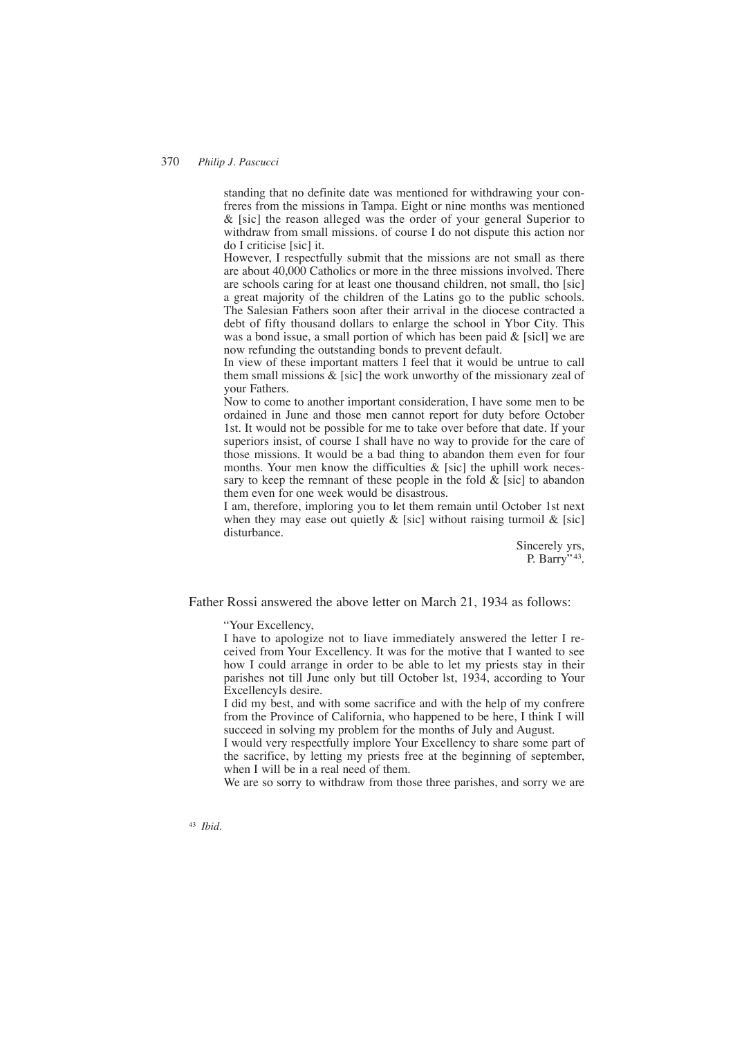standing that no definite date was mentioned for withdrawing your confreres from the missions in Tampa. Eight or nine months was mentioned & [sic] the reason alleged was the order of your general Superior to withdraw from small missions. of course I do not dispute this action nor do I criticise [sic] it.

However, I respectfully submit that the missions are not small as there are about 40,000 Catholics or more in the three missions involved. There are schools caring for at least one thousand children, not small, tho [sic] a great majority of the children of the Latins go to the public schools. The Salesian Fathers soon after their arrival in the diocese contracted a debt of fifty thousand dollars to enlarge the school in Ybor City. This was a bond issue, a small portion of which has been paid & [sicl] we are now refunding the outstanding bonds to prevent default.

In view of these important matters I feel that it would be untrue to call them small missions & [sic] the work unworthy of the missionary zeal of your Fathers.

Now to come to another important consideration, I have some men to be ordained in June and those men cannot report for duty before October 1st. It would not be possible for me to take over before that date. If your superiors insist, of course I shall have no way to provide for the care of those missions. It would be a bad thing to abandon them even for four months. Your men know the difficulties & [sic] the uphill work necessary to keep the remnant of these people in the fold & [sic] to abandon them even for one week would be disastrous.

I am, therefore, imploring you to let them remain until October 1st next when they may ease out quietly & [sic] without raising turmoil & [sic] disturbance.

Sincerely yrs,
P. Barry"[43].

Father Rossi answered the above letter on March 21, 1934 as follows:

"Your Excellency,

I have to apologize not to liave immediately answered the letter I received from Your Excellency. It was for the motive that I wanted to see how I could arrange in order to be able to let my priests stay in their parishes not till June only but till October lst, 1934, according to Your Excellencyls desire.

I did my best, and with some sacrifice and with the help of my confrere from the Province of California, who happened to be here, I think I will succeed in solving my problem for the months of July and August.

I would very respectfully implore Your Excellency to share some part of the sacrifice, by letting my priests free at the beginning of september, when I will be in a real need of them.

We are so sorry to withdraw from those three parishes, and sorry we are

[43] *Ibid*.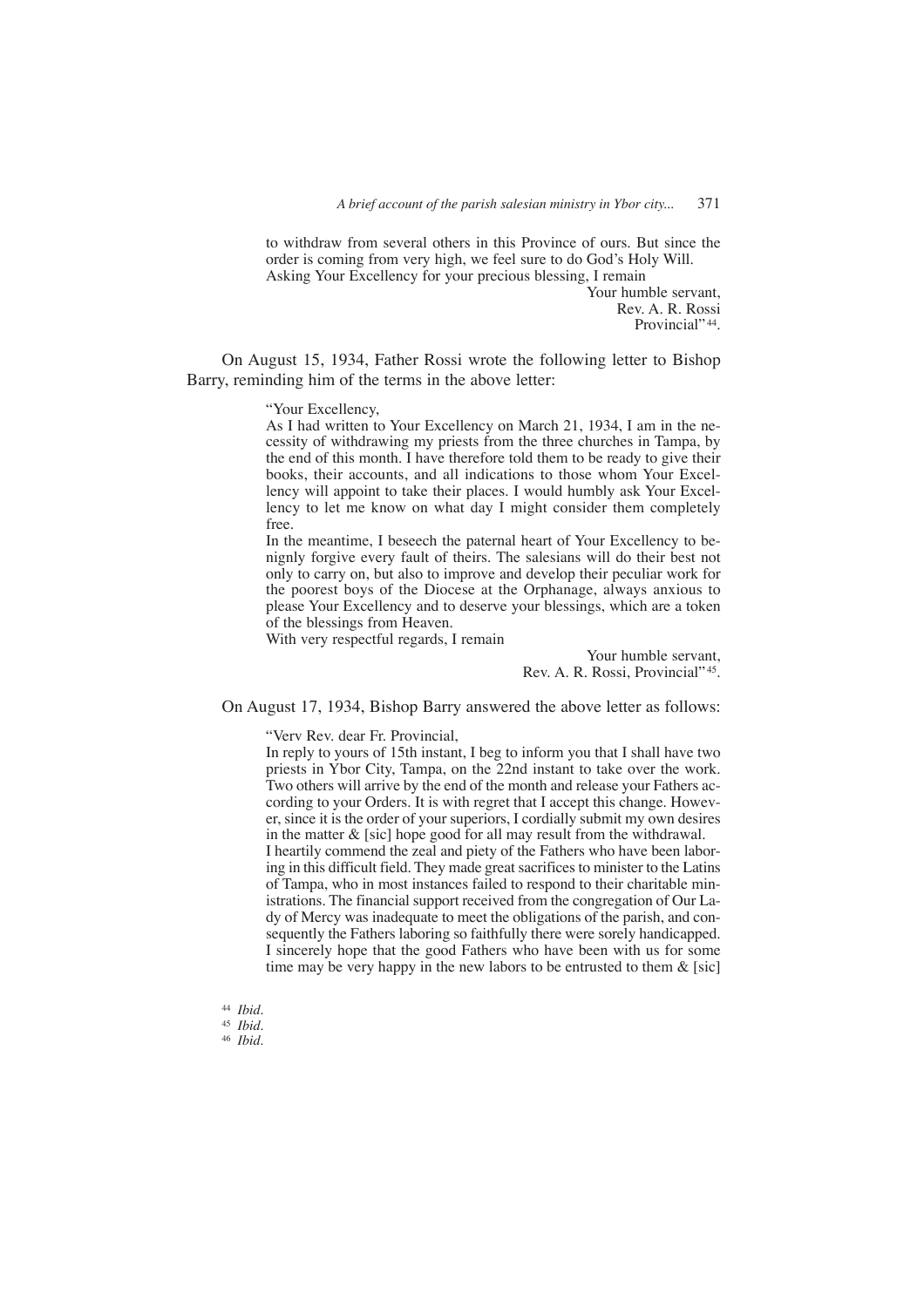to withdraw from several others in this Province of ours. But since the order is coming from very high, we feel sure to do God's Holy Will.
Asking Your Excellency for your precious blessing, I remain

Your humble servant,
Rev. A. R. Rossi
Provincial"[44].

On August 15, 1934, Father Rossi wrote the following letter to Bishop Barry, reminding him of the terms in the above letter:

> "Your Excellency,
> As I had written to Your Excellency on March 21, 1934, I am in the necessity of withdrawing my priests from the three churches in Tampa, by the end of this month. I have therefore told them to be ready to give their books, their accounts, and all indications to those whom Your Excellency will appoint to take their places. I would humbly ask Your Excellency to let me know on what day I might consider them completely free.
> In the meantime, I beseech the paternal heart of Your Excellency to benignly forgive every fault of theirs. The salesians will do their best not only to carry on, but also to improve and develop their peculiar work for the poorest boys of the Diocese at the Orphanage, always anxious to please Your Excellency and to deserve your blessings, which are a token of the blessings from Heaven.
> With very respectful regards, I remain
>
> Your humble servant,
> Rev. A. R. Rossi, Provincial"[45].

On August 17, 1934, Bishop Barry answered the above letter as follows:

> "Verv Rev. dear Fr. Provincial,
> In reply to yours of 15th instant, I beg to inform you that I shall have two priests in Ybor City, Tampa, on the 22nd instant to take over the work. Two others will arrive by the end of the month and release your Fathers according to your Orders. It is with regret that I accept this change. However, since it is the order of your superiors, I cordially submit my own desires in the matter & [sic] hope good for all may result from the withdrawal.
> I heartily commend the zeal and piety of the Fathers who have been laboring in this difficult field. They made great sacrifices to minister to the Latins of Tampa, who in most instances failed to respond to their charitable ministrations. The financial support received from the congregation of Our Lady of Mercy was inadequate to meet the obligations of the parish, and consequently the Fathers laboring so faithfully there were sorely handicapped. I sincerely hope that the good Fathers who have been with us for some time may be very happy in the new labors to be entrusted to them & [sic]

[44] *Ibid*.
[45] *Ibid*.
[46] *Ibid*.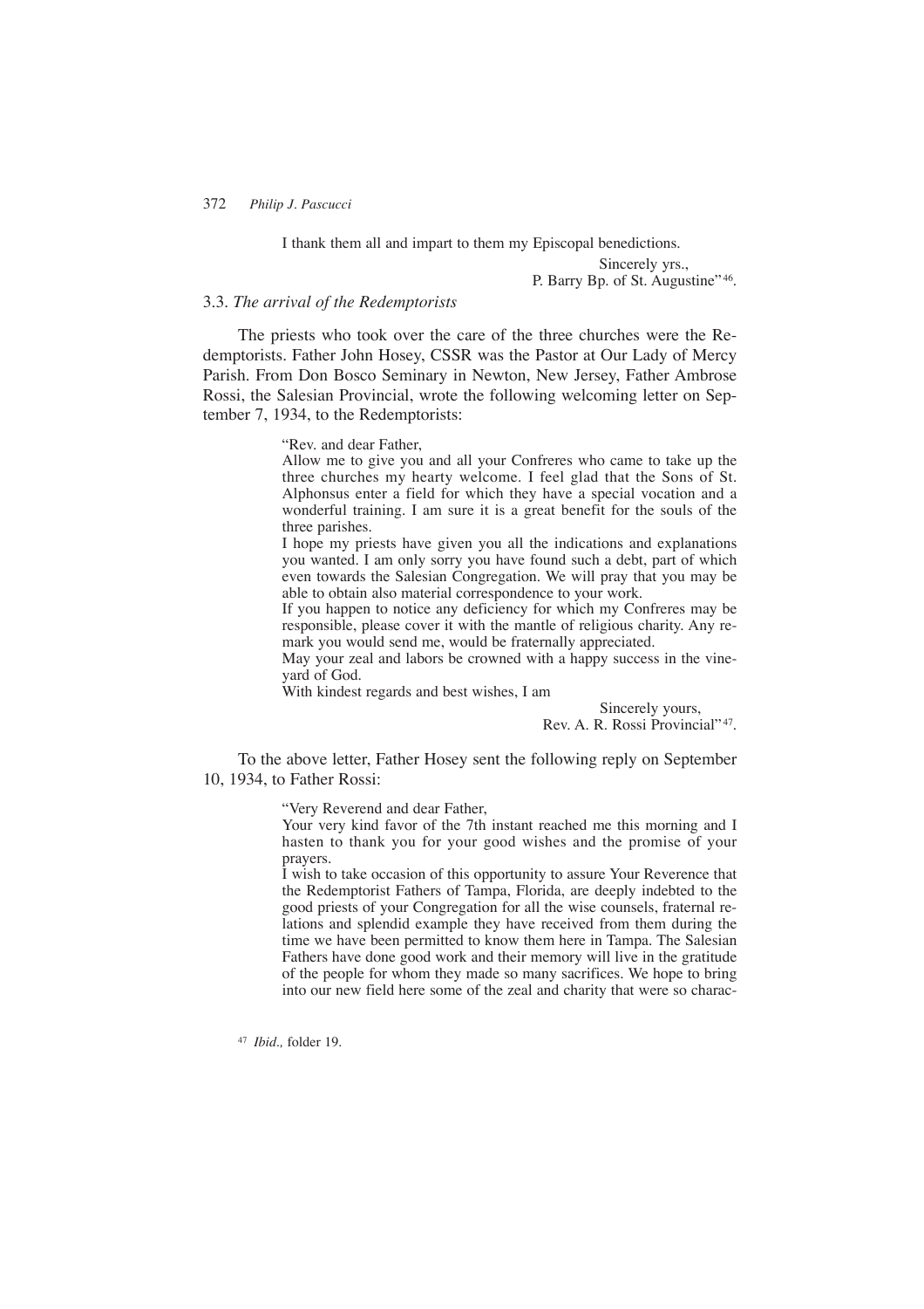I thank them all and impart to them my Episcopal benedictions.

Sincerely yrs.,
P. Barry Bp. of St. Augustine"[46].

### 3.3. *The arrival of the Redemptorists*

The priests who took over the care of the three churches were the Redemptorists. Father John Hosey, CSSR was the Pastor at Our Lady of Mercy Parish. From Don Bosco Seminary in Newton, New Jersey, Father Ambrose Rossi, the Salesian Provincial, wrote the following welcoming letter on September 7, 1934, to the Redemptorists:

> "Rev. and dear Father,
> Allow me to give you and all your Confreres who came to take up the three churches my hearty welcome. I feel glad that the Sons of St. Alphonsus enter a field for which they have a special vocation and a wonderful training. I am sure it is a great benefit for the souls of the three parishes.
> I hope my priests have given you all the indications and explanations you wanted. I am only sorry you have found such a debt, part of which even towards the Salesian Congregation. We will pray that you may be able to obtain also material correspondence to your work.
> If you happen to notice any deficiency for which my Confreres may be responsible, please cover it with the mantle of religious charity. Any remark you would send me, would be fraternally appreciated.
> May your zeal and labors be crowned with a happy success in the vineyard of God.
> With kindest regards and best wishes, I am
>
> Sincerely yours,
> Rev. A. R. Rossi Provincial"[47].

To the above letter, Father Hosey sent the following reply on September 10, 1934, to Father Rossi:

> "Very Reverend and dear Father,
> Your very kind favor of the 7th instant reached me this morning and I hasten to thank you for your good wishes and the promise of your prayers.
> I wish to take occasion of this opportunity to assure Your Reverence that the Redemptorist Fathers of Tampa, Florida, are deeply indebted to the good priests of your Congregation for all the wise counsels, fraternal relations and splendid example they have received from them during the time we have been permitted to know them here in Tampa. The Salesian Fathers have done good work and their memory will live in the gratitude of the people for whom they made so many sacrifices. We hope to bring into our new field here some of the zeal and charity that were so charac-

[47] *Ibid.,* folder 19.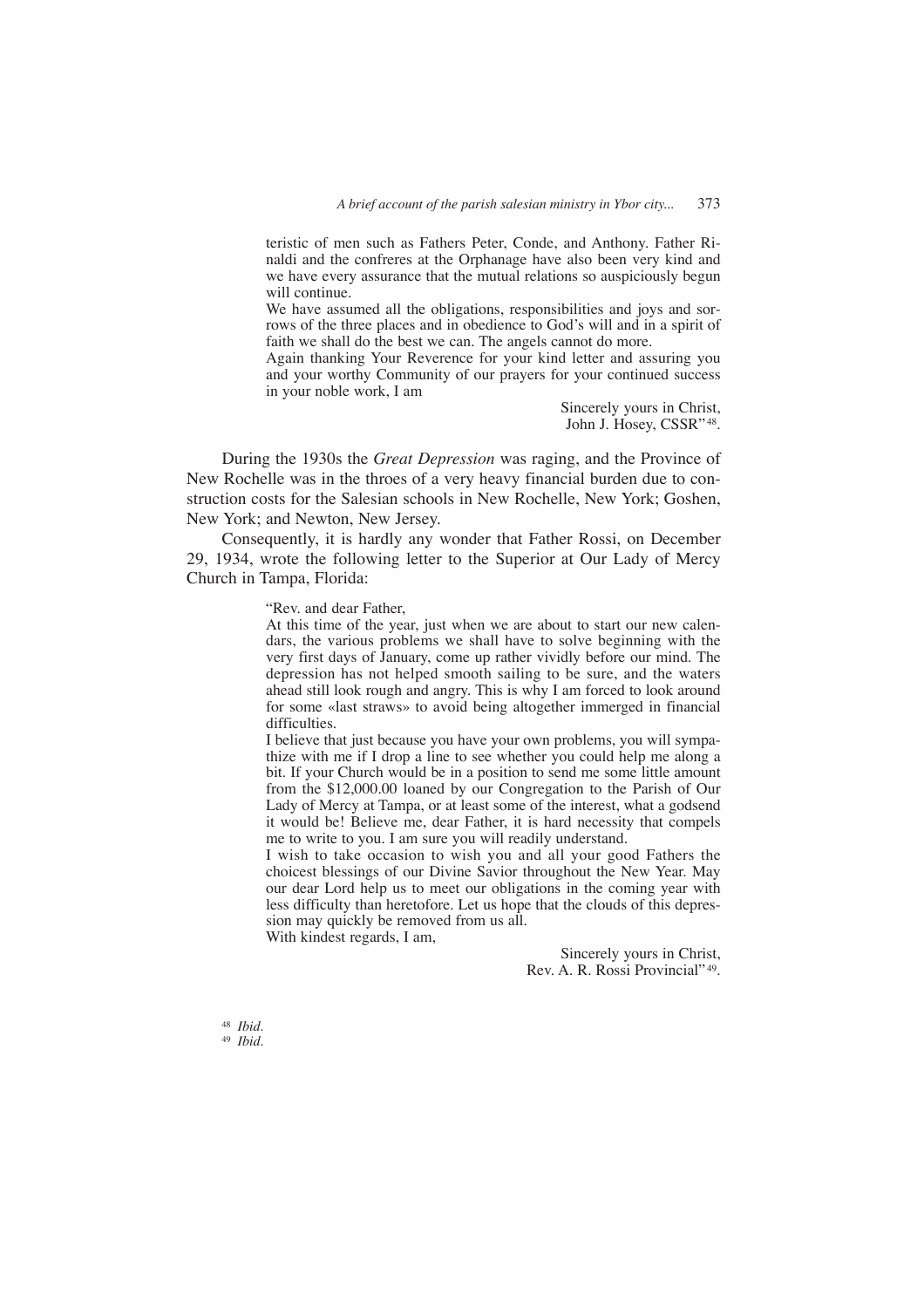teristic of men such as Fathers Peter, Conde, and Anthony. Father Rinaldi and the confreres at the Orphanage have also been very kind and we have every assurance that the mutual relations so auspiciously begun will continue.

> We have assumed all the obligations, responsibilities and joys and sorrows of the three places and in obedience to God's will and in a spirit of faith we shall do the best we can. The angels cannot do more.
>
> Again thanking Your Reverence for your kind letter and assuring you and your worthy Community of our prayers for your continued success in your noble work, I am
>
> Sincerely yours in Christ,
> John J. Hosey, CSSR"[48].

During the 1930s the *Great Depression* was raging, and the Province of New Rochelle was in the throes of a very heavy financial burden due to construction costs for the Salesian schools in New Rochelle, New York; Goshen, New York; and Newton, New Jersey.

Consequently, it is hardly any wonder that Father Rossi, on December 29, 1934, wrote the following letter to the Superior at Our Lady of Mercy Church in Tampa, Florida:

> "Rev. and dear Father,
>
> At this time of the year, just when we are about to start our new calendars, the various problems we shall have to solve beginning with the very first days of January, come up rather vividly before our mind. The depression has not helped smooth sailing to be sure, and the waters ahead still look rough and angry. This is why I am forced to look around for some «last straws» to avoid being altogether immerged in financial difficulties.
>
> I believe that just because you have your own problems, you will sympathize with me if I drop a line to see whether you could help me along a bit. If your Church would be in a position to send me some little amount from the $12,000.00 loaned by our Congregation to the Parish of Our Lady of Mercy at Tampa, or at least some of the interest, what a godsend it would be! Believe me, dear Father, it is hard necessity that compels me to write to you. I am sure you will readily understand.
>
> I wish to take occasion to wish you and all your good Fathers the choicest blessings of our Divine Savior throughout the New Year. May our dear Lord help us to meet our obligations in the coming year with less difficulty than heretofore. Let us hope that the clouds of this depression may quickly be removed from us all.
>
> With kindest regards, I am,
>
> Sincerely yours in Christ,
> Rev. A. R. Rossi Provincial"[49].

[48] *Ibid*.
[49] *Ibid*.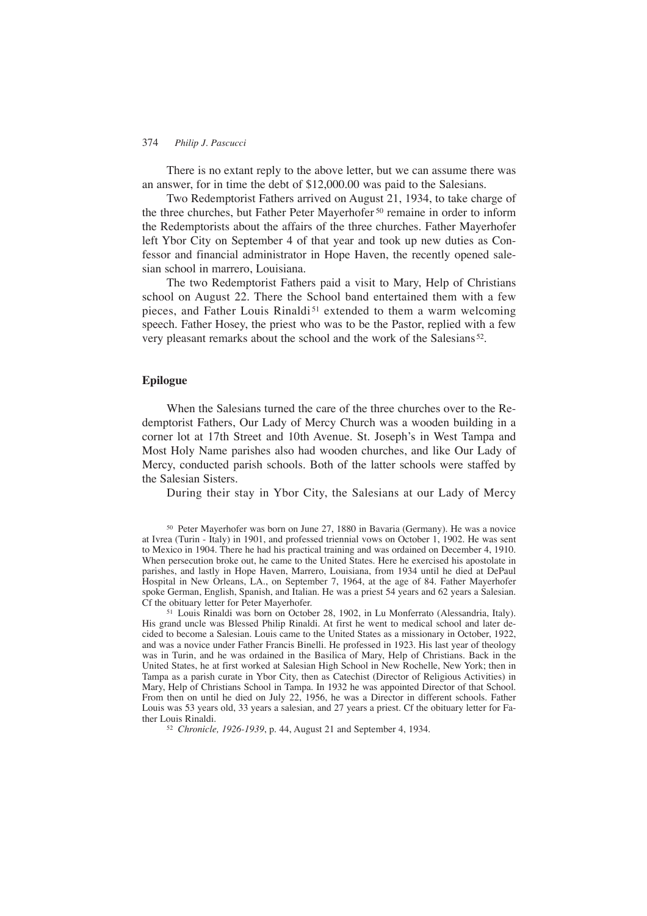There is no extant reply to the above letter, but we can assume there was an answer, for in time the debt of $12,000.00 was paid to the Salesians.

Two Redemptorist Fathers arrived on August 21, 1934, to take charge of the three churches, but Father Peter Mayerhofer[50] remaine in order to inform the Redemptorists about the affairs of the three churches. Father Mayerhofer left Ybor City on September 4 of that year and took up new duties as Confessor and financial administrator in Hope Haven, the recently opened salesian school in marrero, Louisiana.

The two Redemptorist Fathers paid a visit to Mary, Help of Christians school on August 22. There the School band entertained them with a few pieces, and Father Louis Rinaldi[51] extended to them a warm welcoming speech. Father Hosey, the priest who was to be the Pastor, replied with a few very pleasant remarks about the school and the work of the Salesians[52].

## Epilogue

When the Salesians turned the care of the three churches over to the Redemptorist Fathers, Our Lady of Mercy Church was a wooden building in a corner lot at 17th Street and 10th Avenue. St. Joseph's in West Tampa and Most Holy Name parishes also had wooden churches, and like Our Lady of Mercy, conducted parish schools. Both of the latter schools were staffed by the Salesian Sisters.

During their stay in Ybor City, the Salesians at our Lady of Mercy

[50] Peter Mayerhofer was born on June 27, 1880 in Bavaria (Germany). He was a novice at Ivrea (Turin - Italy) in 1901, and professed triennial vows on October 1, 1902. He was sent to Mexico in 1904. There he had his practical training and was ordained on December 4, 1910. When persecution broke out, he came to the United States. Here he exercised his apostolate in parishes, and lastly in Hope Haven, Marrero, Louisiana, from 1934 until he died at DePaul Hospital in New Orleans, LA., on September 7, 1964, at the age of 84. Father Mayerhofer spoke German, English, Spanish, and Italian. He was a priest 54 years and 62 years a Salesian. Cf the obituary letter for Peter Mayerhofer.

[51] Louis Rinaldi was born on October 28, 1902, in Lu Monferrato (Alessandria, Italy). His grand uncle was Blessed Philip Rinaldi. At first he went to medical school and later decided to become a Salesian. Louis came to the United States as a missionary in October, 1922, and was a novice under Father Francis Binelli. He professed in 1923. His last year of theology was in Turin, and he was ordained in the Basilica of Mary, Help of Christians. Back in the United States, he at first worked at Salesian High School in New Rochelle, New York; then in Tampa as a parish curate in Ybor City, then as Catechist (Director of Religious Activities) in Mary, Help of Christians School in Tampa. In 1932 he was appointed Director of that School. From then on until he died on July 22, 1956, he was a Director in different schools. Father Louis was 53 years old, 33 years a salesian, and 27 years a priest. Cf the obituary letter for Father Louis Rinaldi.

[52] *Chronicle, 1926-1939*, p. 44, August 21 and September 4, 1934.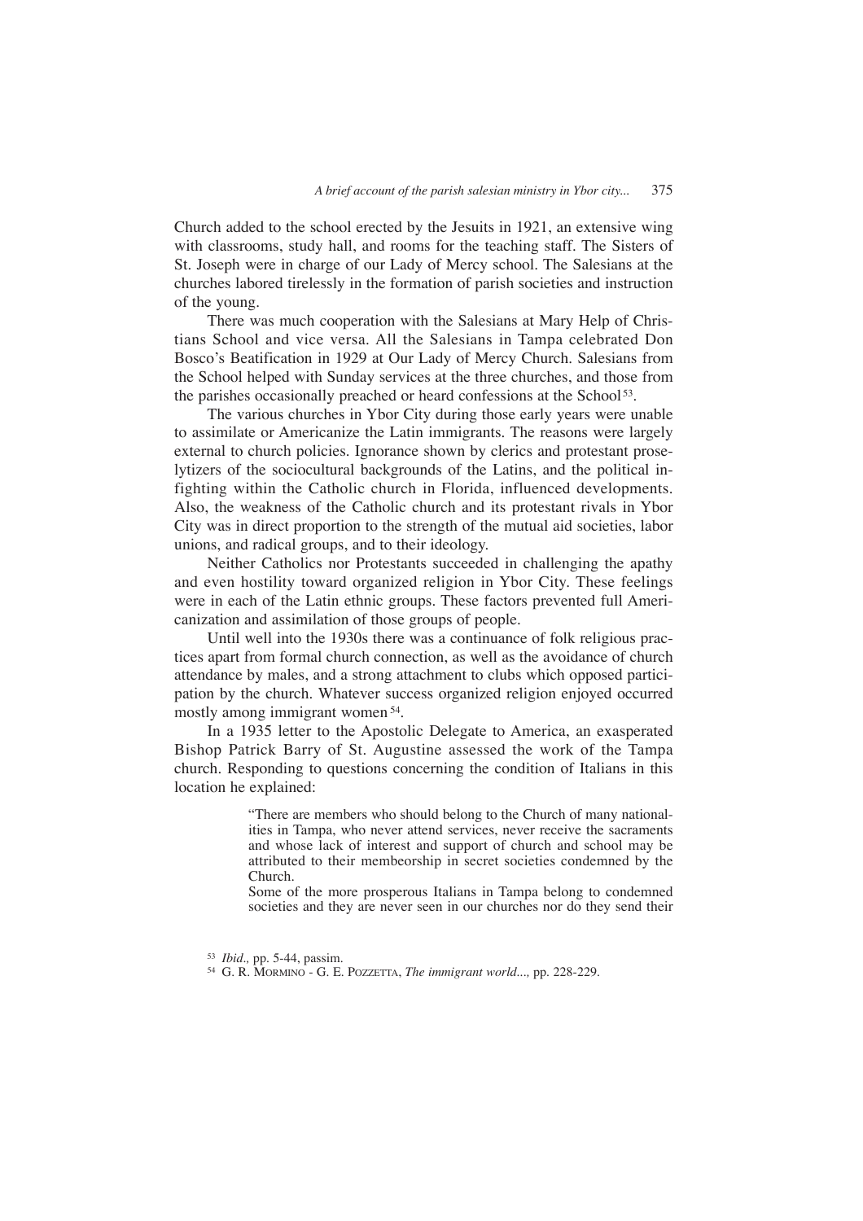Church added to the school erected by the Jesuits in 1921, an extensive wing with classrooms, study hall, and rooms for the teaching staff. The Sisters of St. Joseph were in charge of our Lady of Mercy school. The Salesians at the churches labored tirelessly in the formation of parish societies and instruction of the young.

There was much cooperation with the Salesians at Mary Help of Christians School and vice versa. All the Salesians in Tampa celebrated Don Bosco's Beatification in 1929 at Our Lady of Mercy Church. Salesians from the School helped with Sunday services at the three churches, and those from the parishes occasionally preached or heard confessions at the School[53].

The various churches in Ybor City during those early years were unable to assimilate or Americanize the Latin immigrants. The reasons were largely external to church policies. Ignorance shown by clerics and protestant proselytizers of the sociocultural backgrounds of the Latins, and the political infighting within the Catholic church in Florida, influenced developments. Also, the weakness of the Catholic church and its protestant rivals in Ybor City was in direct proportion to the strength of the mutual aid societies, labor unions, and radical groups, and to their ideology.

Neither Catholics nor Protestants succeeded in challenging the apathy and even hostility toward organized religion in Ybor City. These feelings were in each of the Latin ethnic groups. These factors prevented full Americanization and assimilation of those groups of people.

Until well into the 1930s there was a continuance of folk religious practices apart from formal church connection, as well as the avoidance of church attendance by males, and a strong attachment to clubs which opposed participation by the church. Whatever success organized religion enjoyed occurred mostly among immigrant women[54].

In a 1935 letter to the Apostolic Delegate to America, an exasperated Bishop Patrick Barry of St. Augustine assessed the work of the Tampa church. Responding to questions concerning the condition of Italians in this location he explained:

> "There are members who should belong to the Church of many nationalities in Tampa, who never attend services, never receive the sacraments and whose lack of interest and support of church and school may be attributed to their membeorship in secret societies condemned by the Church.
> Some of the more prosperous Italians in Tampa belong to condemned societies and they are never seen in our churches nor do they send their

[53] *Ibid.,* pp. 5-44, passim.

[54] G. R. Mormino - G. E. Pozzetta, *The immigrant world...,* pp. 228-229.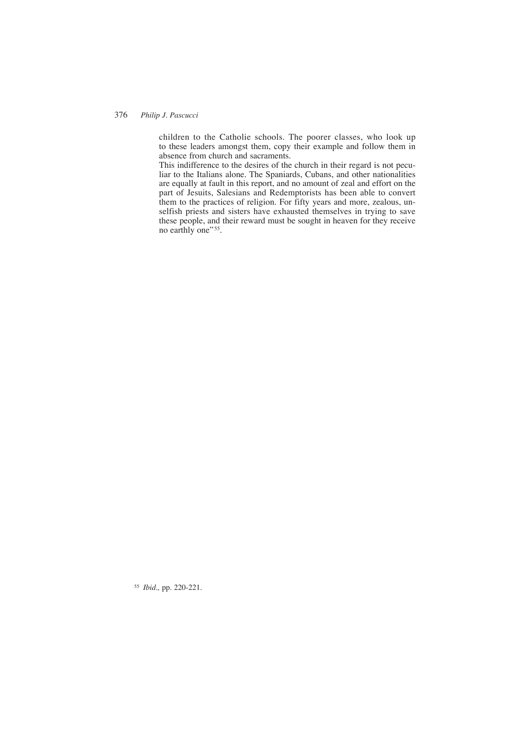children to the Catholie schools. The poorer classes, who look up to these leaders amongst them, copy their example and follow them in absence from church and sacraments.

This indifference to the desires of the church in their regard is not peculiar to the Italians alone. The Spaniards, Cubans, and other nationalities are equally at fault in this report, and no amount of zeal and effort on the part of Jesuits, Salesians and Redemptorists has been able to convert them to the practices of religion. For fifty years and more, zealous, unselfish priests and sisters have exhausted themselves in trying to save these people, and their reward must be sought in heaven for they receive no earthly one"[55].

[55] *Ibid.,* pp. 220-221.